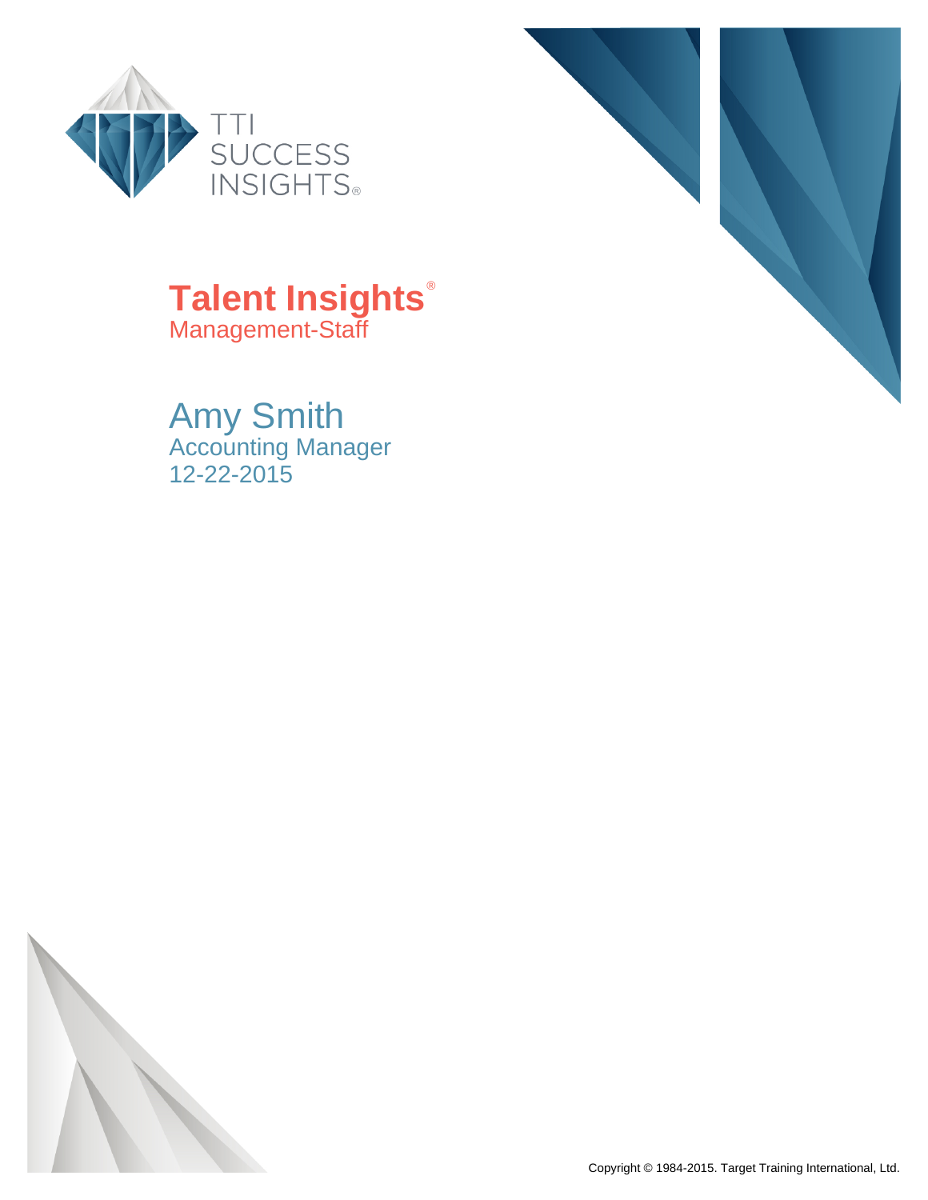TTI SUCCESS INSIGHTS®

# Talent Insights®

Management-Staff

## Amy Smith

Accounting Manager

12-22-2015

Copyright © 1984-2015. Target Training International, Ltd.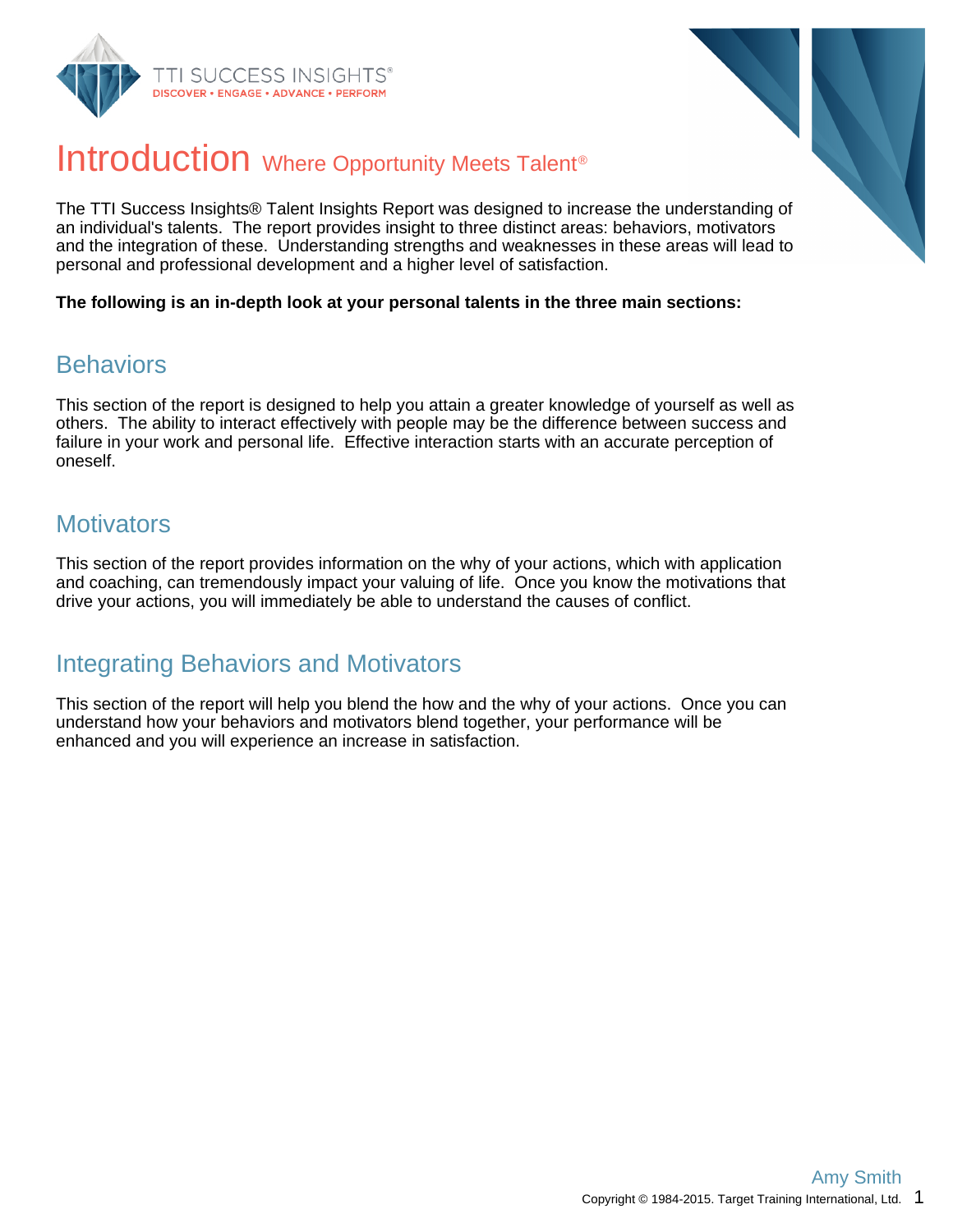# Introduction Where Opportunity Meets Talent®

The TTI Success Insights® Talent Insights Report was designed to increase the understanding of an individual's talents. The report provides insight to three distinct areas: behaviors, motivators and the integration of these. Understanding strengths and weaknesses in these areas will lead to personal and professional development and a higher level of satisfaction.

**The following is an in-depth look at your personal talents in the three main sections:**

## Behaviors

This section of the report is designed to help you attain a greater knowledge of yourself as well as others. The ability to interact effectively with people may be the difference between success and failure in your work and personal life. Effective interaction starts with an accurate perception of oneself.

## Motivators

This section of the report provides information on the why of your actions, which with application and coaching, can tremendously impact your valuing of life. Once you know the motivations that drive your actions, you will immediately be able to understand the causes of conflict.

## Integrating Behaviors and Motivators

This section of the report will help you blend the how and the why of your actions. Once you can understand how your behaviors and motivators blend together, your performance will be enhanced and you will experience an increase in satisfaction.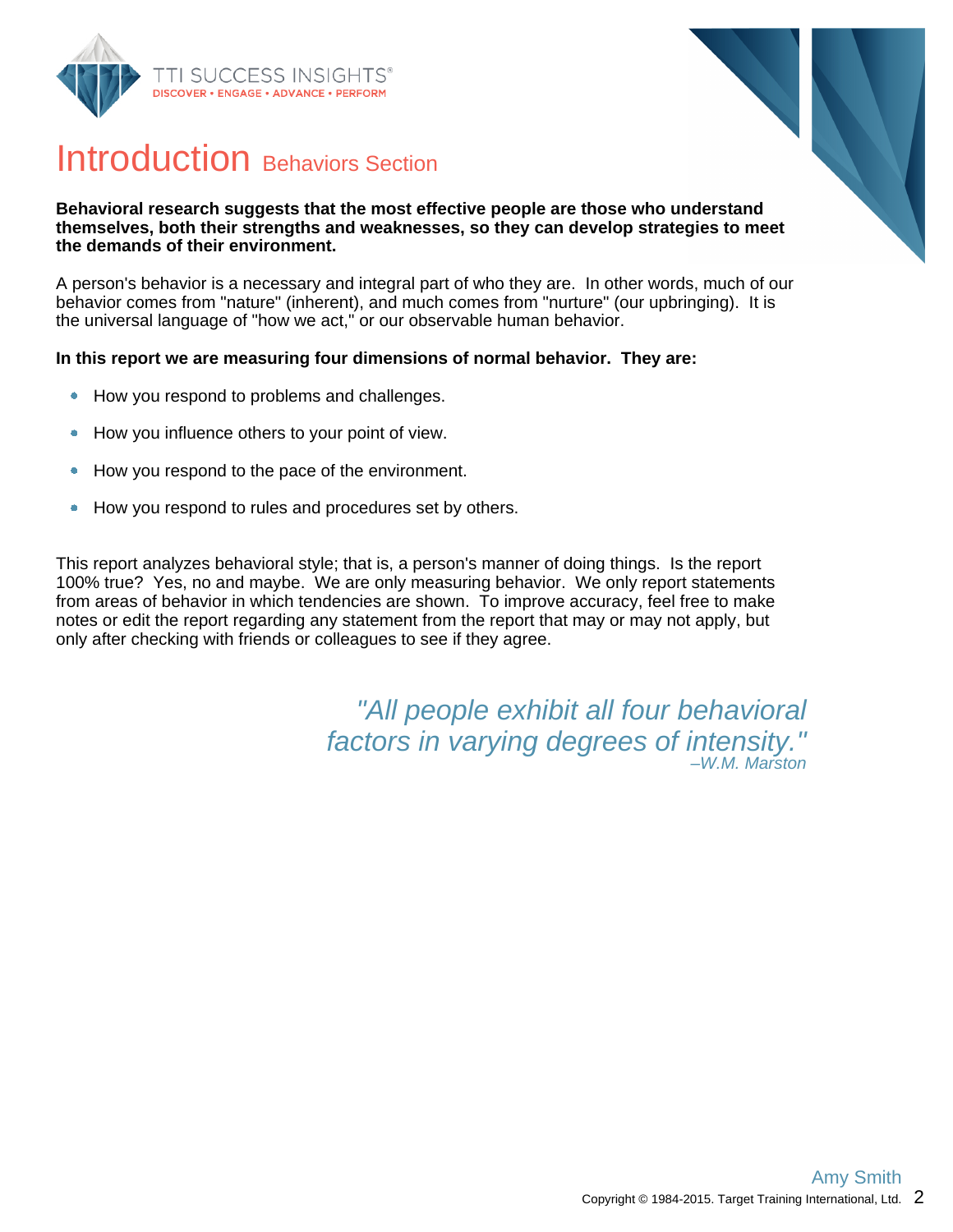# Introduction Behaviors Section

**Behavioral research suggests that the most effective people are those who understand themselves, both their strengths and weaknesses, so they can develop strategies to meet the demands of their environment.**

A person's behavior is a necessary and integral part of who they are. In other words, much of our behavior comes from "nature" (inherent), and much comes from "nurture" (our upbringing). It is the universal language of "how we act," or our observable human behavior.

**In this report we are measuring four dimensions of normal behavior. They are:**

- How you respond to problems and challenges.
- How you influence others to your point of view.
- How you respond to the pace of the environment.
- How you respond to rules and procedures set by others.

This report analyzes behavioral style; that is, a person's manner of doing things. Is the report 100% true? Yes, no and maybe. We are only measuring behavior. We only report statements from areas of behavior in which tendencies are shown. To improve accuracy, feel free to make notes or edit the report regarding any statement from the report that may or may not apply, but only after checking with friends or colleagues to see if they agree.

*"All people exhibit all four behavioral factors in varying degrees of intensity."*
*–W.M. Marston*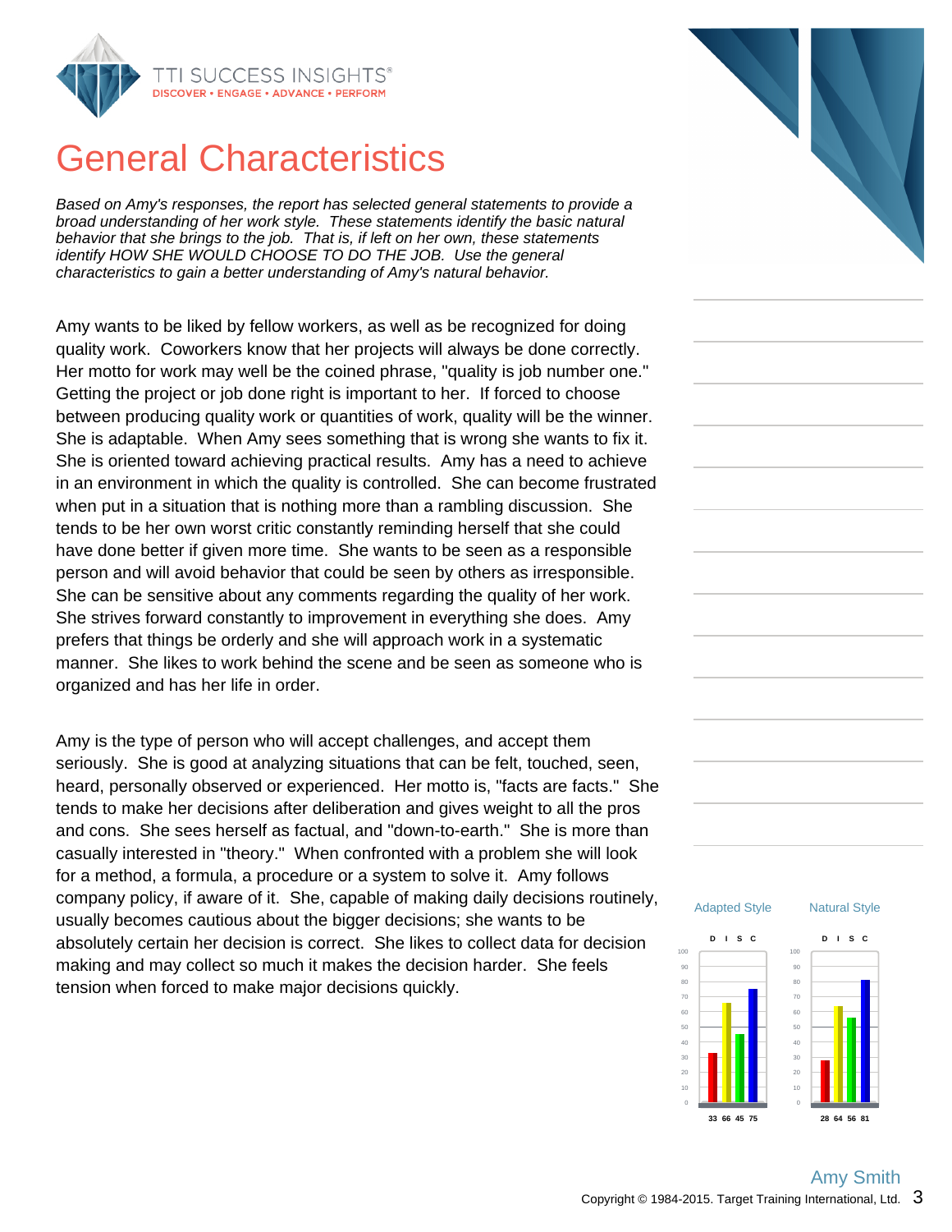# General Characteristics

*Based on Amy's responses, the report has selected general statements to provide a broad understanding of her work style. These statements identify the basic natural behavior that she brings to the job. That is, if left on her own, these statements identify HOW SHE WOULD CHOOSE TO DO THE JOB. Use the general characteristics to gain a better understanding of Amy's natural behavior.*

Amy wants to be liked by fellow workers, as well as be recognized for doing quality work. Coworkers know that her projects will always be done correctly. Her motto for work may well be the coined phrase, "quality is job number one." Getting the project or job done right is important to her. If forced to choose between producing quality work or quantities of work, quality will be the winner. She is adaptable. When Amy sees something that is wrong she wants to fix it. She is oriented toward achieving practical results. Amy has a need to achieve in an environment in which the quality is controlled. She can become frustrated when put in a situation that is nothing more than a rambling discussion. She tends to be her own worst critic constantly reminding herself that she could have done better if given more time. She wants to be seen as a responsible person and will avoid behavior that could be seen by others as irresponsible. She can be sensitive about any comments regarding the quality of her work. She strives forward constantly to improvement in everything she does. Amy prefers that things be orderly and she will approach work in a systematic manner. She likes to work behind the scene and be seen as someone who is organized and has her life in order.

Amy is the type of person who will accept challenges, and accept them seriously. She is good at analyzing situations that can be felt, touched, seen, heard, personally observed or experienced. Her motto is, "facts are facts." She tends to make her decisions after deliberation and gives weight to all the pros and cons. She sees herself as factual, and "down-to-earth." She is more than casually interested in "theory." When confronted with a problem she will look for a method, a formula, a procedure or a system to solve it. Amy follows company policy, if aware of it. She, capable of making daily decisions routinely, usually becomes cautious about the bigger decisions; she wants to be absolutely certain her decision is correct. She likes to collect data for decision making and may collect so much it makes the decision harder. She feels tension when forced to make major decisions quickly.

| | D | I | S | C |
|---|---|---|---|---|
| Adapted Style | 33 | 66 | 45 | 75 |
| Natural Style | 28 | 64 | 56 | 81 |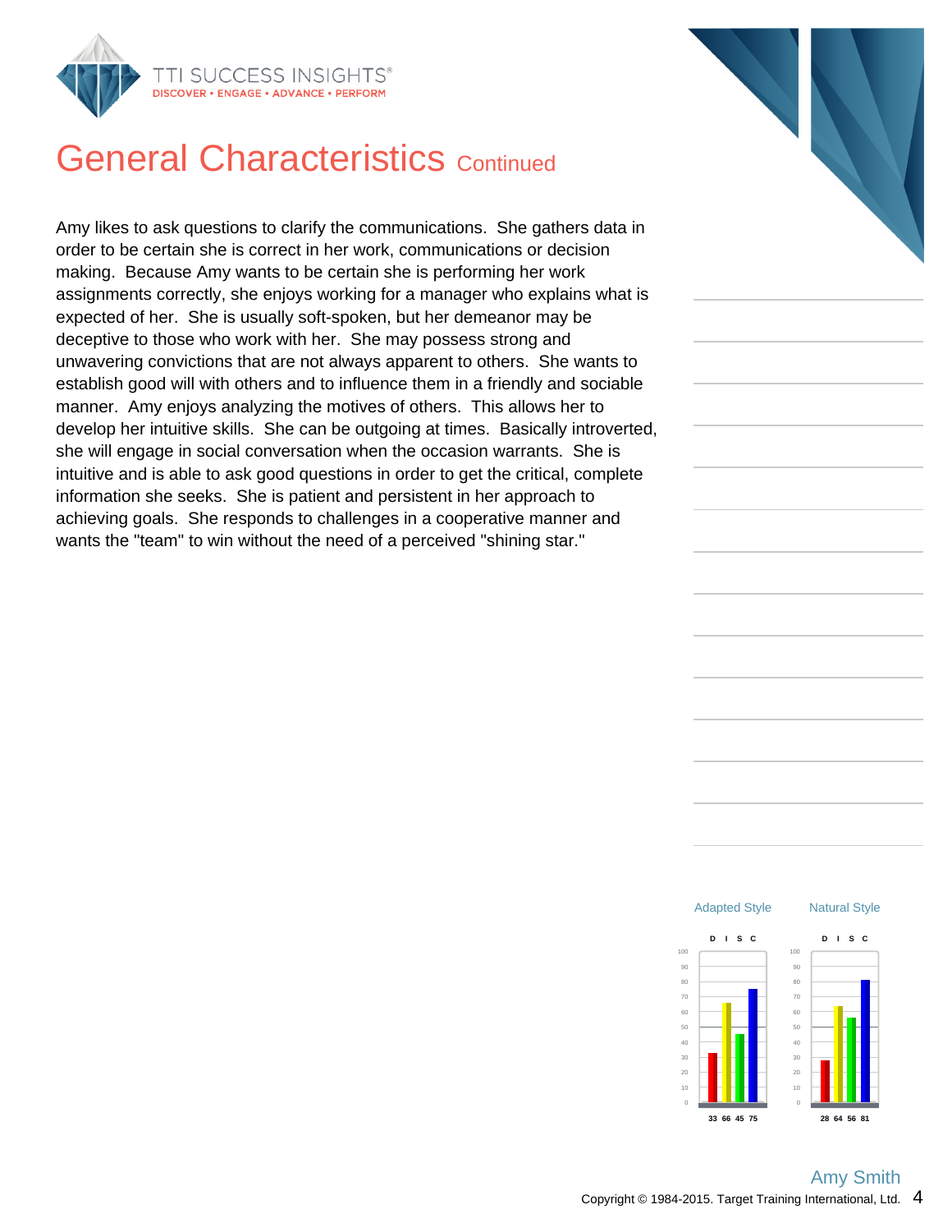# General Characteristics Continued

Amy likes to ask questions to clarify the communications. She gathers data in order to be certain she is correct in her work, communications or decision making. Because Amy wants to be certain she is performing her work assignments correctly, she enjoys working for a manager who explains what is expected of her. She is usually soft-spoken, but her demeanor may be deceptive to those who work with her. She may possess strong and unwavering convictions that are not always apparent to others. She wants to establish good will with others and to influence them in a friendly and sociable manner. Amy enjoys analyzing the motives of others. This allows her to develop her intuitive skills. She can be outgoing at times. Basically introverted, she will engage in social conversation when the occasion warrants. She is intuitive and is able to ask good questions in order to get the critical, complete information she seeks. She is patient and persistent in her approach to achieving goals. She responds to challenges in a cooperative manner and wants the "team" to win without the need of a perceived "shining star."

| | D | I | S | C |
|---|---|---|---|---|
| Adapted Style | 33 | 66 | 45 | 75 |
| Natural Style | 28 | 64 | 56 | 81 |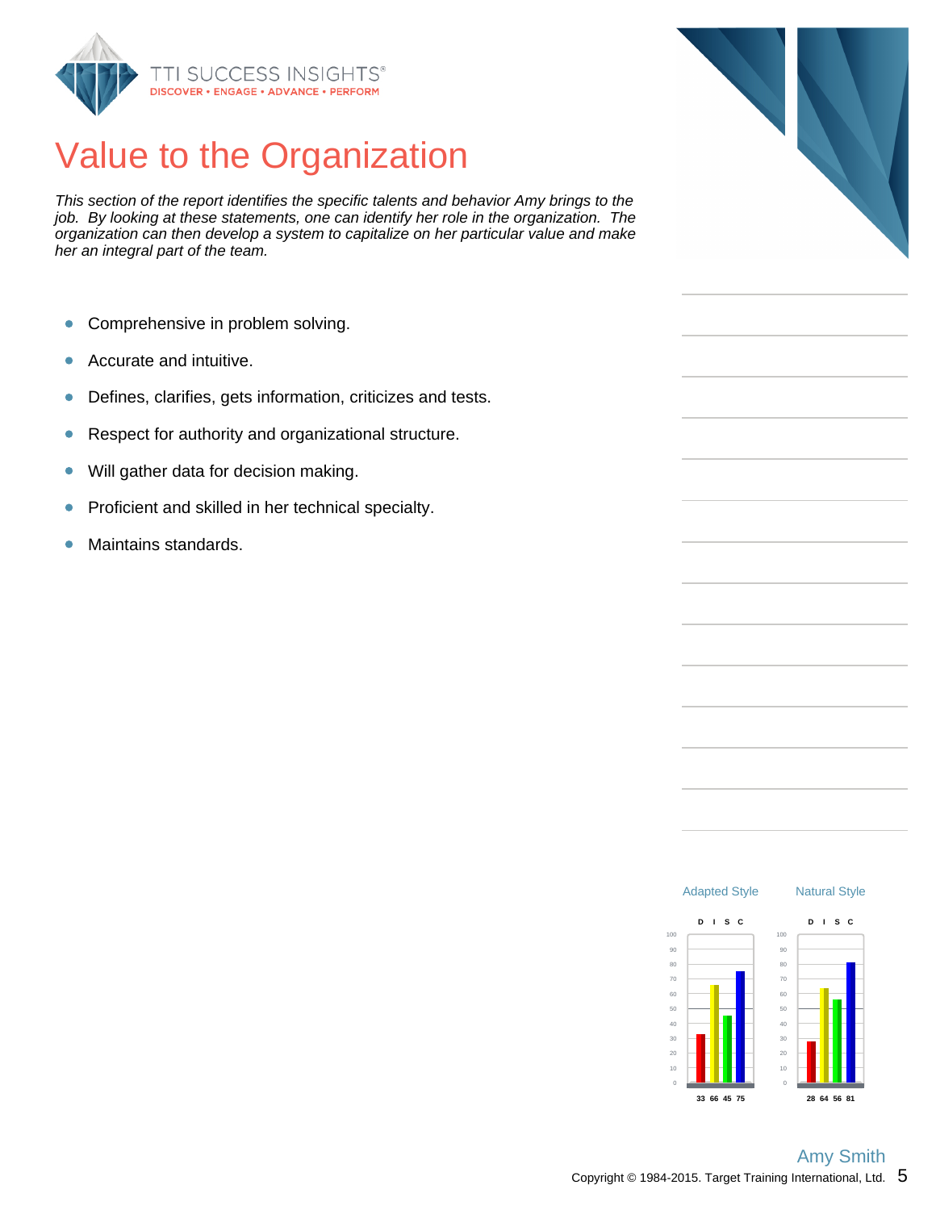# Value to the Organization

*This section of the report identifies the specific talents and behavior Amy brings to the job. By looking at these statements, one can identify her role in the organization. The organization can then develop a system to capitalize on her particular value and make her an integral part of the team.*

- Comprehensive in problem solving.
- Accurate and intuitive.
- Defines, clarifies, gets information, criticizes and tests.
- Respect for authority and organizational structure.
- Will gather data for decision making.
- Proficient and skilled in her technical specialty.
- Maintains standards.

| | D | I | S | C |
|---|---|---|---|---|
| Adapted Style | 33 | 66 | 45 | 75 |
| Natural Style | 28 | 64 | 56 | 81 |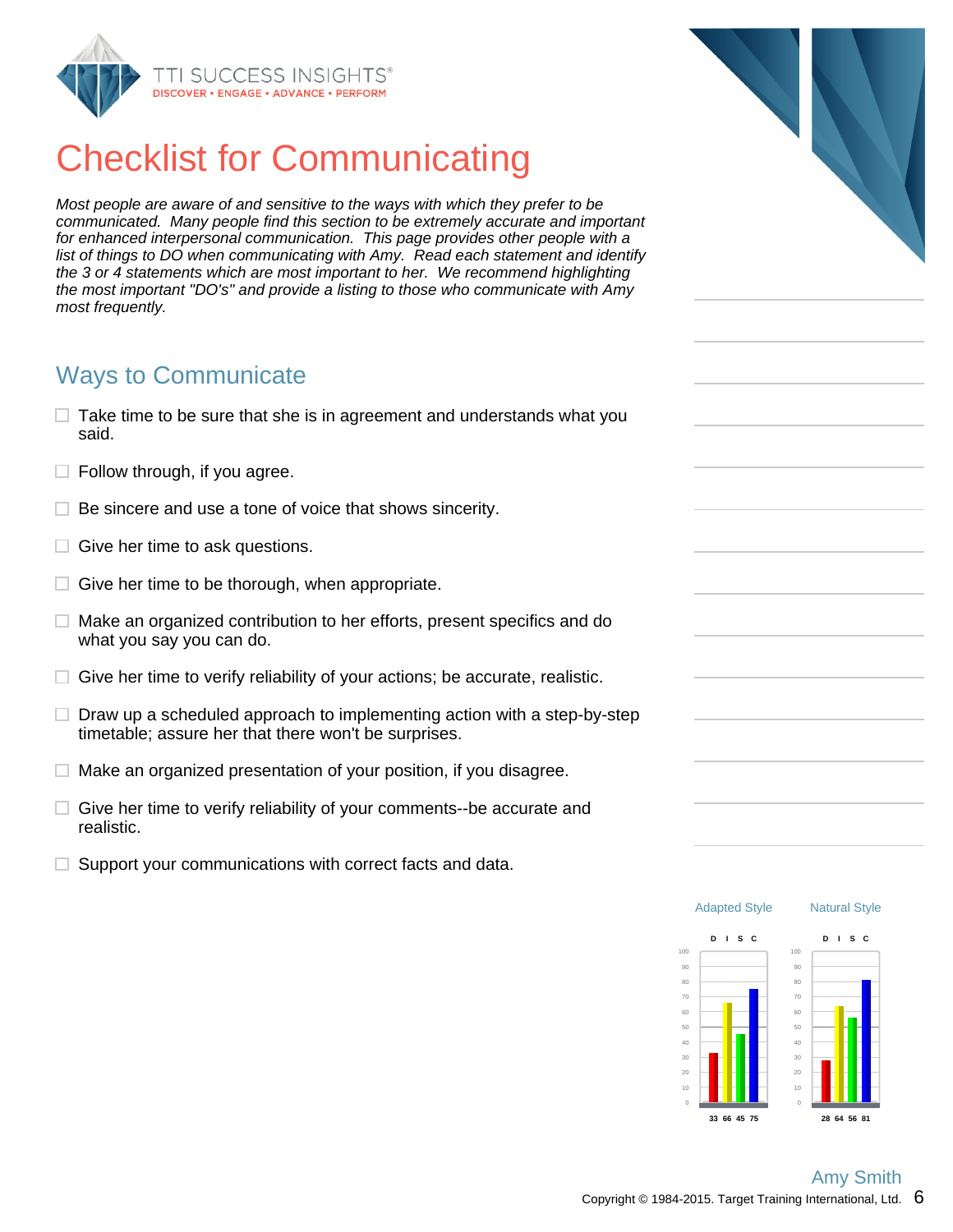# Checklist for Communicating

*Most people are aware of and sensitive to the ways with which they prefer to be communicated. Many people find this section to be extremely accurate and important for enhanced interpersonal communication. This page provides other people with a list of things to DO when communicating with Amy. Read each statement and identify the 3 or 4 statements which are most important to her. We recommend highlighting the most important "DO's" and provide a listing to those who communicate with Amy most frequently.*

## Ways to Communicate

- ☐ Take time to be sure that she is in agreement and understands what you said.
- ☐ Follow through, if you agree.
- ☐ Be sincere and use a tone of voice that shows sincerity.
- ☐ Give her time to ask questions.
- ☐ Give her time to be thorough, when appropriate.
- ☐ Make an organized contribution to her efforts, present specifics and do what you say you can do.
- ☐ Give her time to verify reliability of your actions; be accurate, realistic.
- ☐ Draw up a scheduled approach to implementing action with a step-by-step timetable; assure her that there won't be surprises.
- ☐ Make an organized presentation of your position, if you disagree.
- ☐ Give her time to verify reliability of your comments--be accurate and realistic.
- ☐ Support your communications with correct facts and data.

| | D | I | S | C |
|---|---|---|---|---|
| Adapted Style | 33 | 66 | 45 | 75 |
| Natural Style | 28 | 64 | 56 | 81 |

Amy Smith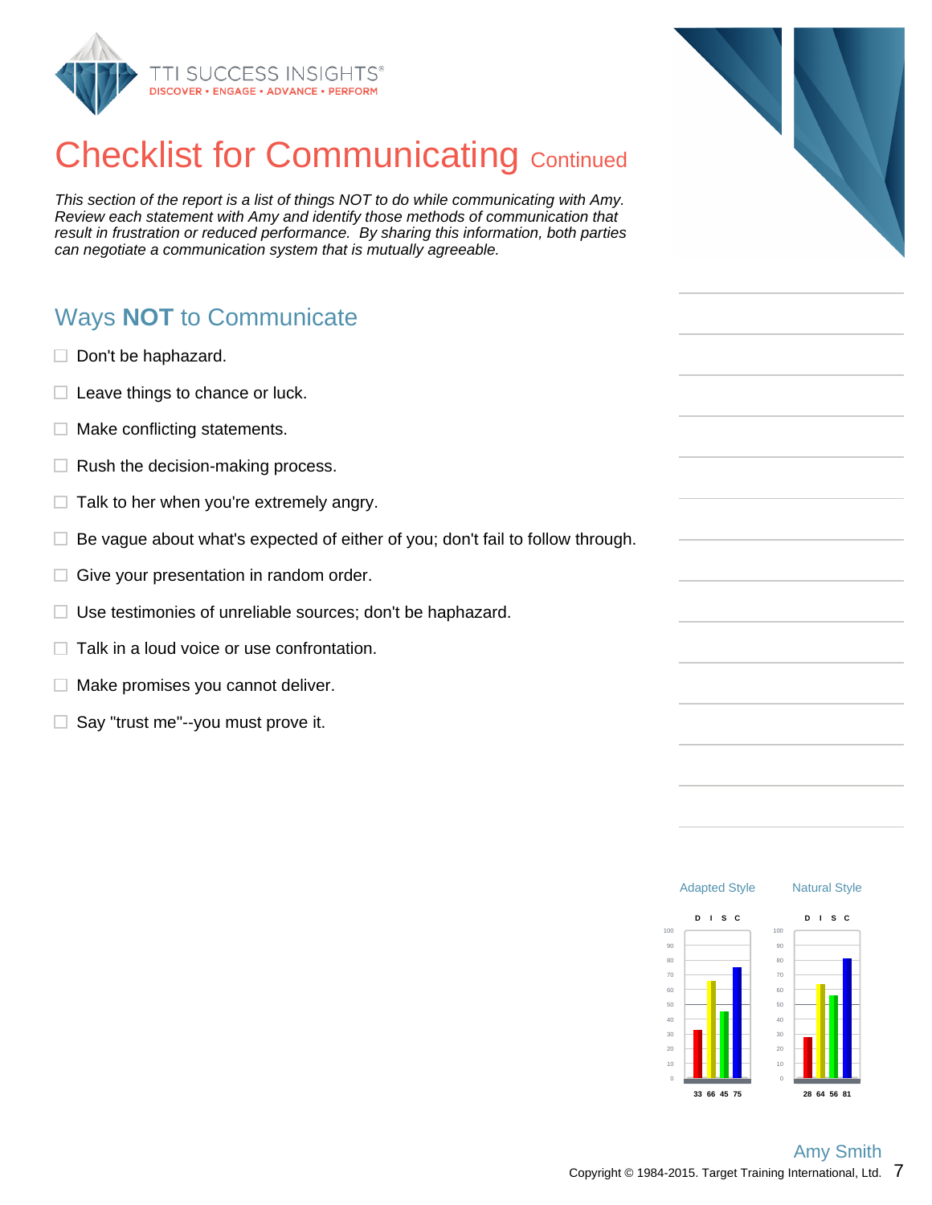# Checklist for Communicating Continued

*This section of the report is a list of things NOT to do while communicating with Amy. Review each statement with Amy and identify those methods of communication that result in frustration or reduced performance. By sharing this information, both parties can negotiate a communication system that is mutually agreeable.*

## Ways **NOT** to Communicate

- ☐ Don't be haphazard.
- ☐ Leave things to chance or luck.
- ☐ Make conflicting statements.
- ☐ Rush the decision-making process.
- ☐ Talk to her when you're extremely angry.
- ☐ Be vague about what's expected of either of you; don't fail to follow through.
- ☐ Give your presentation in random order.
- ☐ Use testimonies of unreliable sources; don't be haphazard.
- ☐ Talk in a loud voice or use confrontation.
- ☐ Make promises you cannot deliver.
- ☐ Say "trust me"--you must prove it.

| | D | I | S | C |
|---|---|---|---|---|
| Adapted Style | 33 | 66 | 45 | 75 |
| Natural Style | 28 | 64 | 56 | 81 |

Amy Smith

Copyright © 1984-2015. Target Training International, Ltd.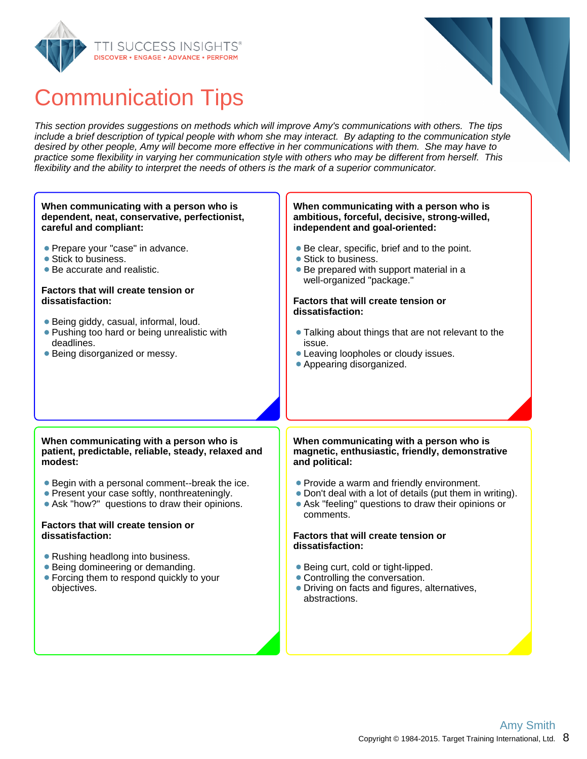# Communication Tips

*This section provides suggestions on methods which will improve Amy's communications with others. The tips include a brief description of typical people with whom she may interact. By adapting to the communication style desired by other people, Amy will become more effective in her communications with them. She may have to practice some flexibility in varying her communication style with others who may be different from herself. This flexibility and the ability to interpret the needs of others is the mark of a superior communicator.*

**When communicating with a person who is dependent, neat, conservative, perfectionist, careful and compliant:**

- Prepare your "case" in advance.
- Stick to business.
- Be accurate and realistic.

**Factors that will create tension or dissatisfaction:**

- Being giddy, casual, informal, loud.
- Pushing too hard or being unrealistic with deadlines.
- Being disorganized or messy.

**When communicating with a person who is ambitious, forceful, decisive, strong-willed, independent and goal-oriented:**

- Be clear, specific, brief and to the point.
- Stick to business.
- Be prepared with support material in a well-organized "package."

**Factors that will create tension or dissatisfaction:**

- Talking about things that are not relevant to the issue.
- Leaving loopholes or cloudy issues.
- Appearing disorganized.

**When communicating with a person who is patient, predictable, reliable, steady, relaxed and modest:**

- Begin with a personal comment--break the ice.
- Present your case softly, nonthreateningly.
- Ask "how?" questions to draw their opinions.

**Factors that will create tension or dissatisfaction:**

- Rushing headlong into business.
- Being domineering or demanding.
- Forcing them to respond quickly to your objectives.

**When communicating with a person who is magnetic, enthusiastic, friendly, demonstrative and political:**

- Provide a warm and friendly environment.
- Don't deal with a lot of details (put them in writing).
- Ask "feeling" questions to draw their opinions or comments.

**Factors that will create tension or dissatisfaction:**

- Being curt, cold or tight-lipped.
- Controlling the conversation.
- Driving on facts and figures, alternatives, abstractions.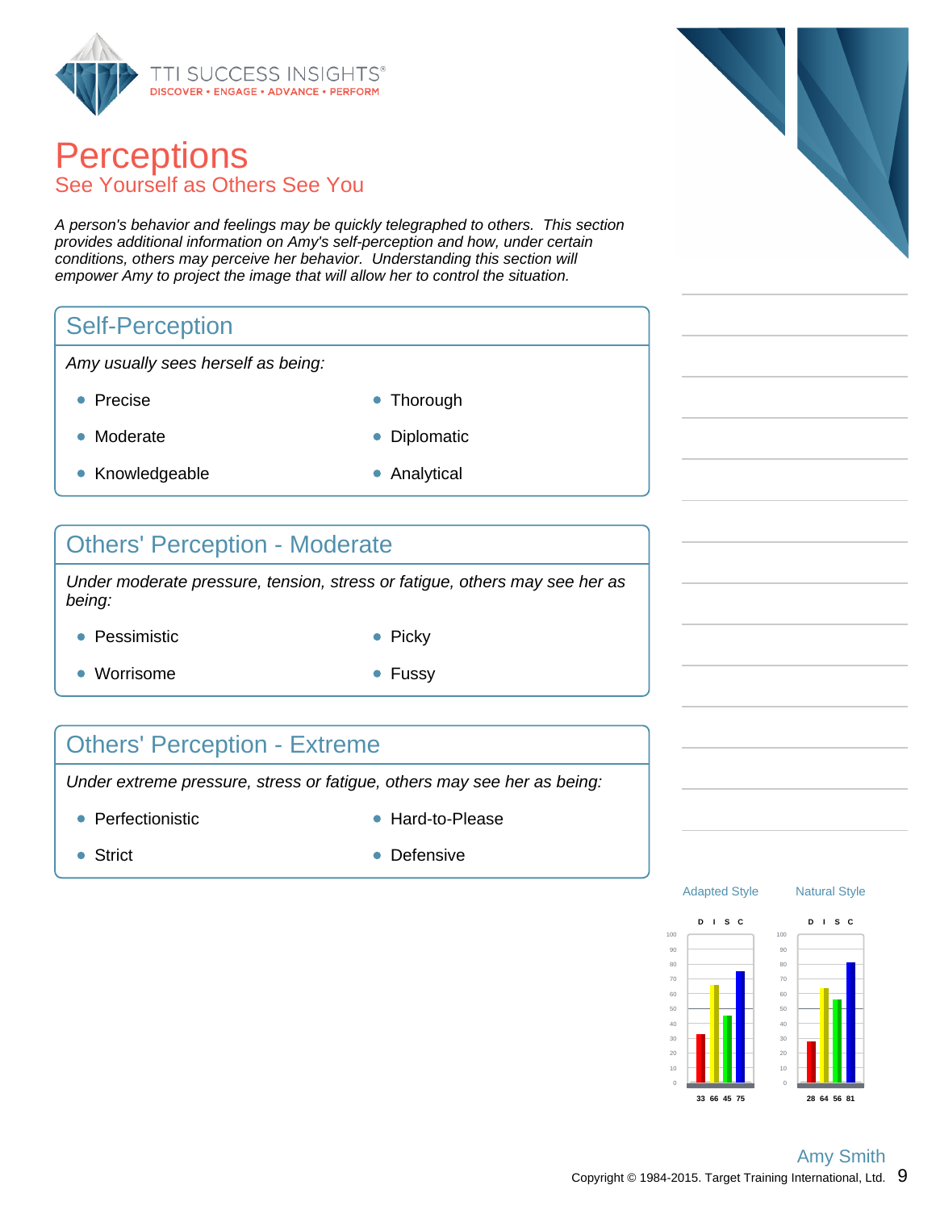# Perceptions

## See Yourself as Others See You

*A person's behavior and feelings may be quickly telegraphed to others. This section provides additional information on Amy's self-perception and how, under certain conditions, others may perceive her behavior. Understanding this section will empower Amy to project the image that will allow her to control the situation.*

### Self-Perception

*Amy usually sees herself as being:*

- Precise
- Thorough
- Moderate
- Diplomatic
- Knowledgeable
- Analytical

### Others' Perception - Moderate

*Under moderate pressure, tension, stress or fatigue, others may see her as being:*

- Pessimistic
- Picky
- Worrisome
- Fussy

### Others' Perception - Extreme

*Under extreme pressure, stress or fatigue, others may see her as being:*

- Perfectionistic
- Hard-to-Please
- Strict
- Defensive

| | D | I | S | C |
|---|---|---|---|---|
| Adapted Style | 33 | 66 | 45 | 75 |
| Natural Style | 28 | 64 | 56 | 81 |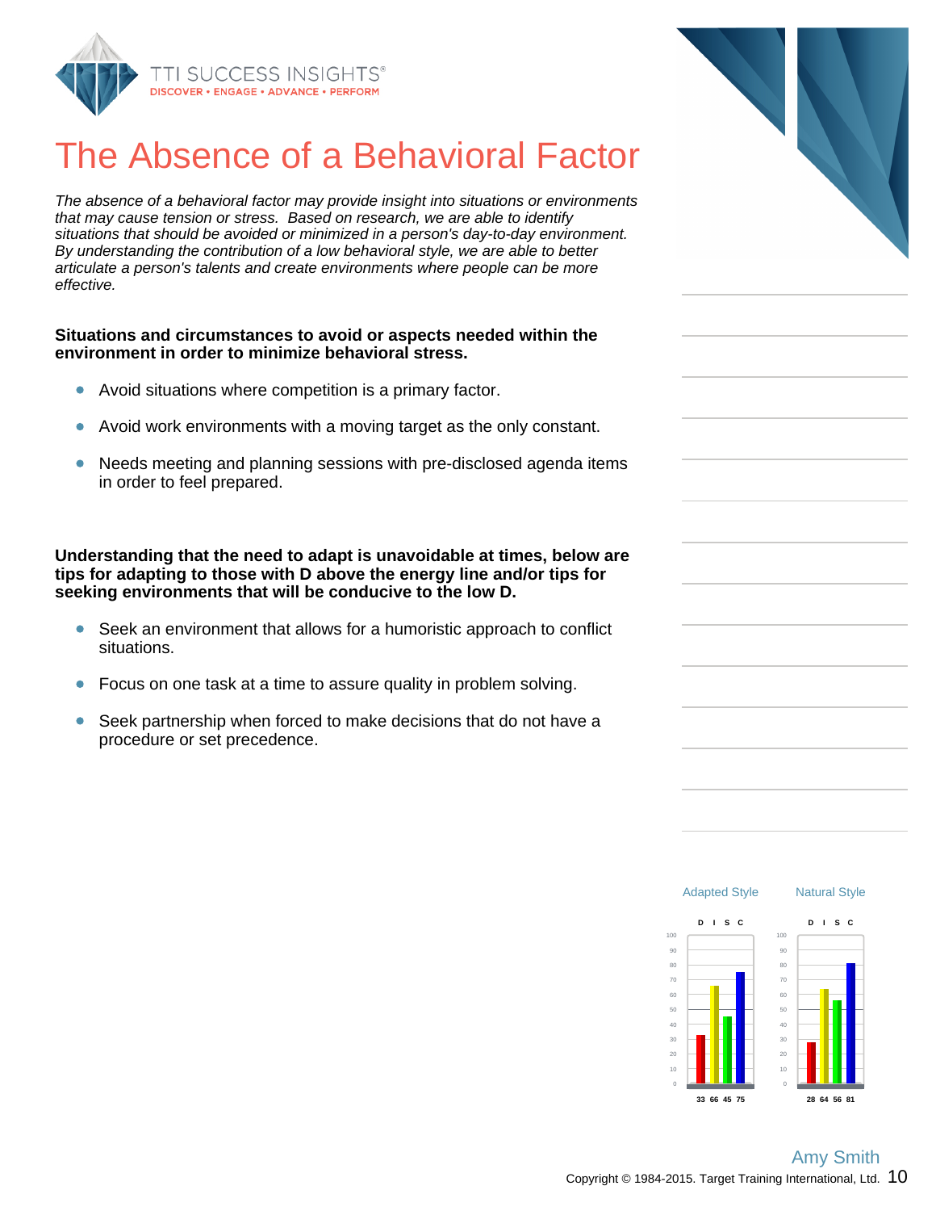# The Absence of a Behavioral Factor

*The absence of a behavioral factor may provide insight into situations or environments that may cause tension or stress. Based on research, we are able to identify situations that should be avoided or minimized in a person's day-to-day environment. By understanding the contribution of a low behavioral style, we are able to better articulate a person's talents and create environments where people can be more effective.*

**Situations and circumstances to avoid or aspects needed within the environment in order to minimize behavioral stress.**

- Avoid situations where competition is a primary factor.
- Avoid work environments with a moving target as the only constant.
- Needs meeting and planning sessions with pre-disclosed agenda items in order to feel prepared.

**Understanding that the need to adapt is unavoidable at times, below are tips for adapting to those with D above the energy line and/or tips for seeking environments that will be conducive to the low D.**

- Seek an environment that allows for a humoristic approach to conflict situations.
- Focus on one task at a time to assure quality in problem solving.
- Seek partnership when forced to make decisions that do not have a procedure or set precedence.

| | D | I | S | C |
|---|---|---|---|---|
| Adapted Style | 33 | 66 | 45 | 75 |
| Natural Style | 28 | 64 | 56 | 81 |

Amy Smith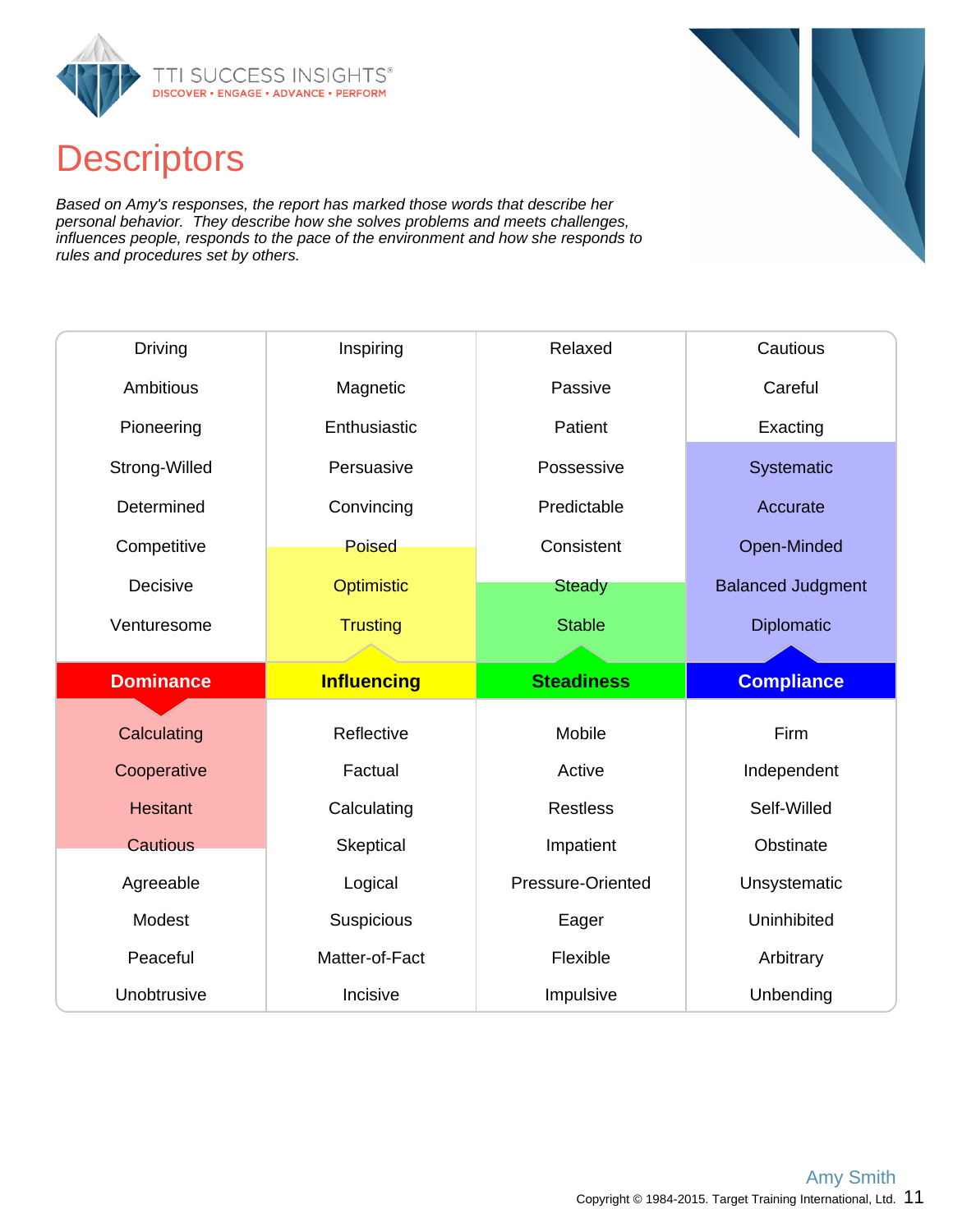# Descriptors

*Based on Amy's responses, the report has marked those words that describe her personal behavior. They describe how she solves problems and meets challenges, influences people, responds to the pace of the environment and how she responds to rules and procedures set by others.*

| Dominance | Influencing | Steadiness | Compliance |
|---|---|---|---|
| Driving | Inspiring | Relaxed | Cautious |
| Ambitious | Magnetic | Passive | Careful |
| Pioneering | Enthusiastic | Patient | Exacting |
| Strong-Willed | Persuasive | Possessive | **Systematic** |
| Determined | Convincing | Predictable | **Accurate** |
| Competitive | **Poised** | Consistent | **Open-Minded** |
| Decisive | **Optimistic** | **Steady** | **Balanced Judgment** |
| Venturesome | **Trusting** | **Stable** | **Diplomatic** |
| **Calculating** | Reflective | Mobile | Firm |
| **Cooperative** | Factual | Active | Independent |
| **Hesitant** | Calculating | Restless | Self-Willed |
| **Cautious** | Skeptical | Impatient | Obstinate |
| Agreeable | Logical | Pressure-Oriented | Unsystematic |
| Modest | Suspicious | Eager | Uninhibited |
| Peaceful | Matter-of-Fact | Flexible | Arbitrary |
| Unobtrusive | Incisive | Impulsive | Unbending |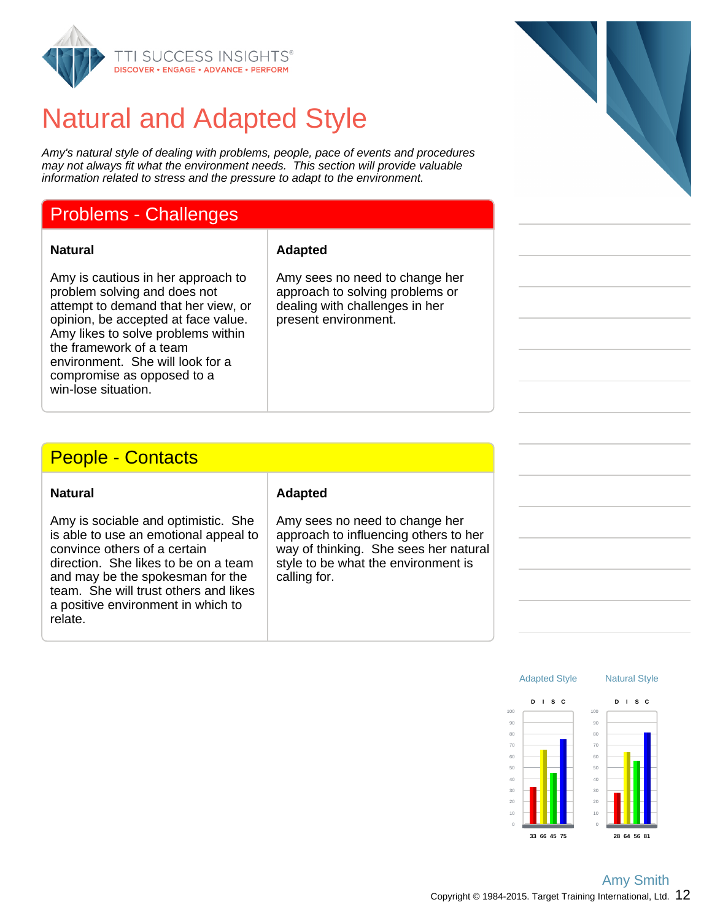# Natural and Adapted Style

*Amy's natural style of dealing with problems, people, pace of events and procedures may not always fit what the environment needs. This section will provide valuable information related to stress and the pressure to adapt to the environment.*

## Problems - Challenges

| Natural | Adapted |
|---|---|
| Amy is cautious in her approach to problem solving and does not attempt to demand that her view, or opinion, be accepted at face value. Amy likes to solve problems within the framework of a team environment. She will look for a compromise as opposed to a win-lose situation. | Amy sees no need to change her approach to solving problems or dealing with challenges in her present environment. |

## People - Contacts

| Natural | Adapted |
|---|---|
| Amy is sociable and optimistic. She is able to use an emotional appeal to convince others of a certain direction. She likes to be on a team and may be the spokesman for the team. She will trust others and likes a positive environment in which to relate. | Amy sees no need to change her approach to influencing others to her way of thinking. She sees her natural style to be what the environment is calling for. |

| | D | I | S | C |
|---|---|---|---|---|
| Adapted Style | 33 | 66 | 45 | 75 |
| Natural Style | 28 | 64 | 56 | 81 |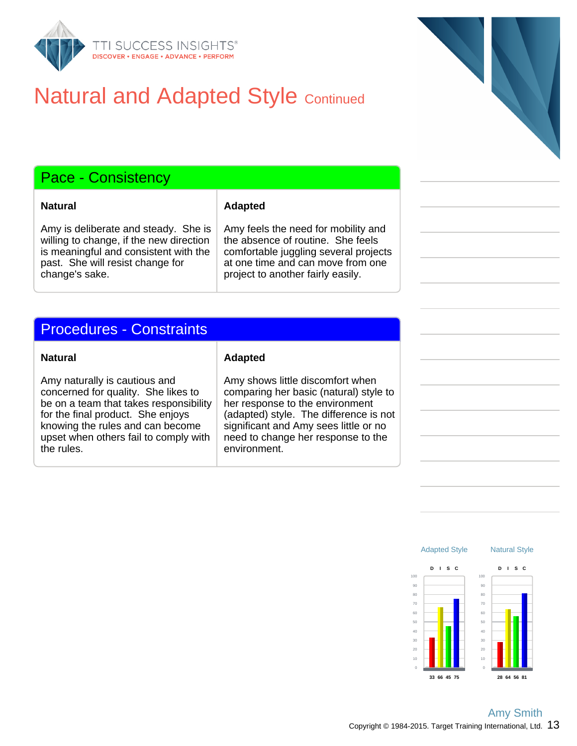# Natural and Adapted Style Continued

## Pace - Consistency

| Natural | Adapted |
|---|---|
| Amy is deliberate and steady. She is willing to change, if the new direction is meaningful and consistent with the past. She will resist change for change's sake. | Amy feels the need for mobility and the absence of routine. She feels comfortable juggling several projects at one time and can move from one project to another fairly easily. |

## Procedures - Constraints

| Natural | Adapted |
|---|---|
| Amy naturally is cautious and concerned for quality. She likes to be on a team that takes responsibility for the final product. She enjoys knowing the rules and can become upset when others fail to comply with the rules. | Amy shows little discomfort when comparing her basic (natural) style to her response to the environment (adapted) style. The difference is not significant and Amy sees little or no need to change her response to the environment. |

| | Adapted Style | Natural Style |
|---|---|---|
| D | 33 | 28 |
| I | 66 | 64 |
| S | 45 | 56 |
| C | 75 | 81 |

Amy Smith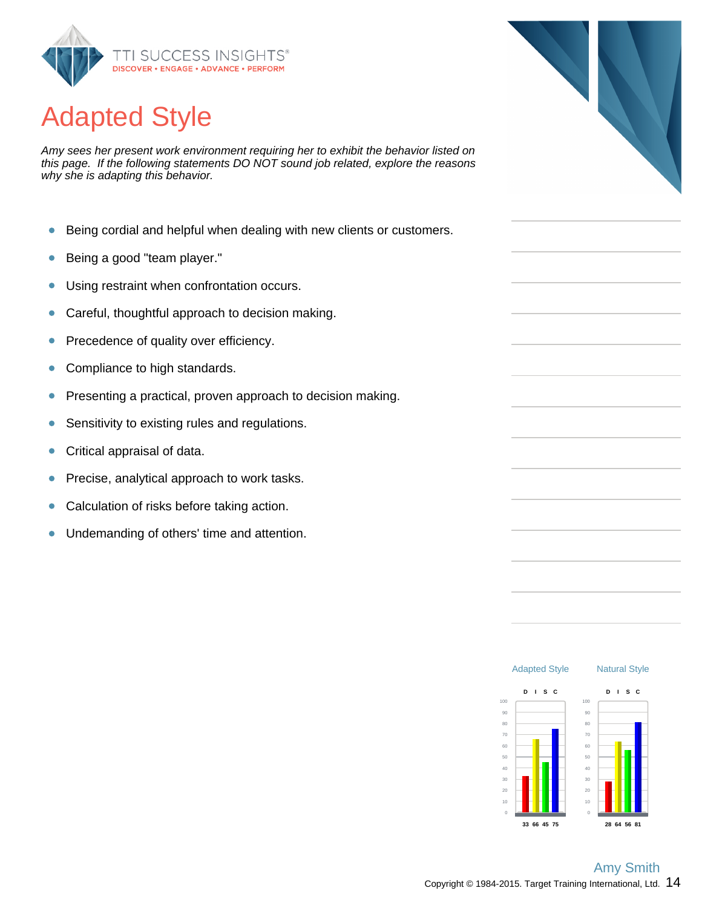# Adapted Style

*Amy sees her present work environment requiring her to exhibit the behavior listed on this page. If the following statements DO NOT sound job related, explore the reasons why she is adapting this behavior.*

- Being cordial and helpful when dealing with new clients or customers.
- Being a good "team player."
- Using restraint when confrontation occurs.
- Careful, thoughtful approach to decision making.
- Precedence of quality over efficiency.
- Compliance to high standards.
- Presenting a practical, proven approach to decision making.
- Sensitivity to existing rules and regulations.
- Critical appraisal of data.
- Precise, analytical approach to work tasks.
- Calculation of risks before taking action.
- Undemanding of others' time and attention.

| | D | I | S | C |
|---|---|---|---|---|
| Adapted Style | 33 | 66 | 45 | 75 |
| Natural Style | 28 | 64 | 56 | 81 |

Amy Smith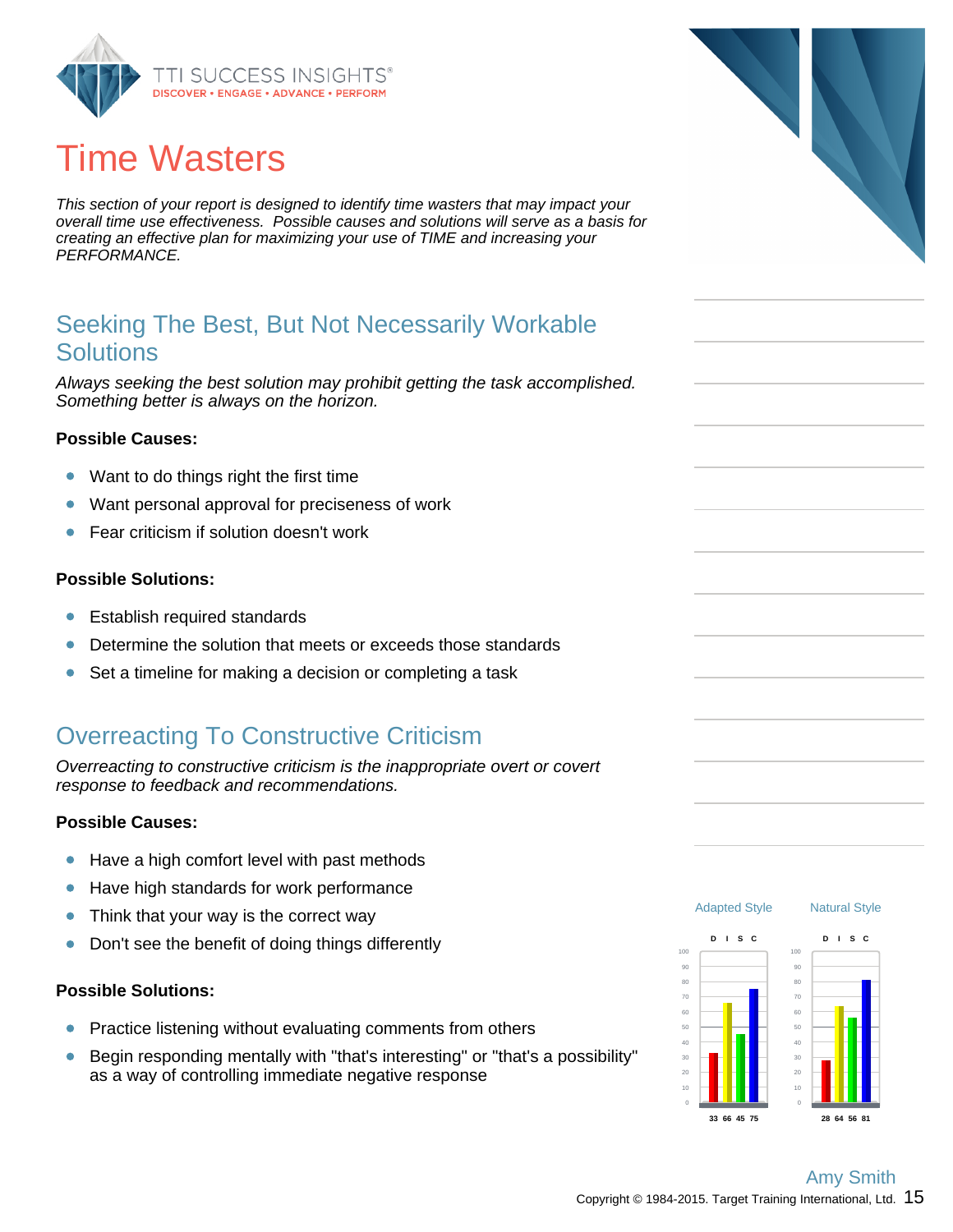# Time Wasters

*This section of your report is designed to identify time wasters that may impact your overall time use effectiveness. Possible causes and solutions will serve as a basis for creating an effective plan for maximizing your use of TIME and increasing your PERFORMANCE.*

## Seeking The Best, But Not Necessarily Workable Solutions

*Always seeking the best solution may prohibit getting the task accomplished. Something better is always on the horizon.*

**Possible Causes:**

- Want to do things right the first time
- Want personal approval for preciseness of work
- Fear criticism if solution doesn't work

**Possible Solutions:**

- Establish required standards
- Determine the solution that meets or exceeds those standards
- Set a timeline for making a decision or completing a task

## Overreacting To Constructive Criticism

*Overreacting to constructive criticism is the inappropriate overt or covert response to feedback and recommendations.*

**Possible Causes:**

- Have a high comfort level with past methods
- Have high standards for work performance
- Think that your way is the correct way
- Don't see the benefit of doing things differently

**Possible Solutions:**

- Practice listening without evaluating comments from others
- Begin responding mentally with "that's interesting" or "that's a possibility" as a way of controlling immediate negative response

| | D | I | S | C |
|---|---|---|---|---|
| Adapted Style | 33 | 66 | 45 | 75 |
| Natural Style | 28 | 64 | 56 | 81 |

Amy Smith

Copyright © 1984-2015. Target Training International, Ltd.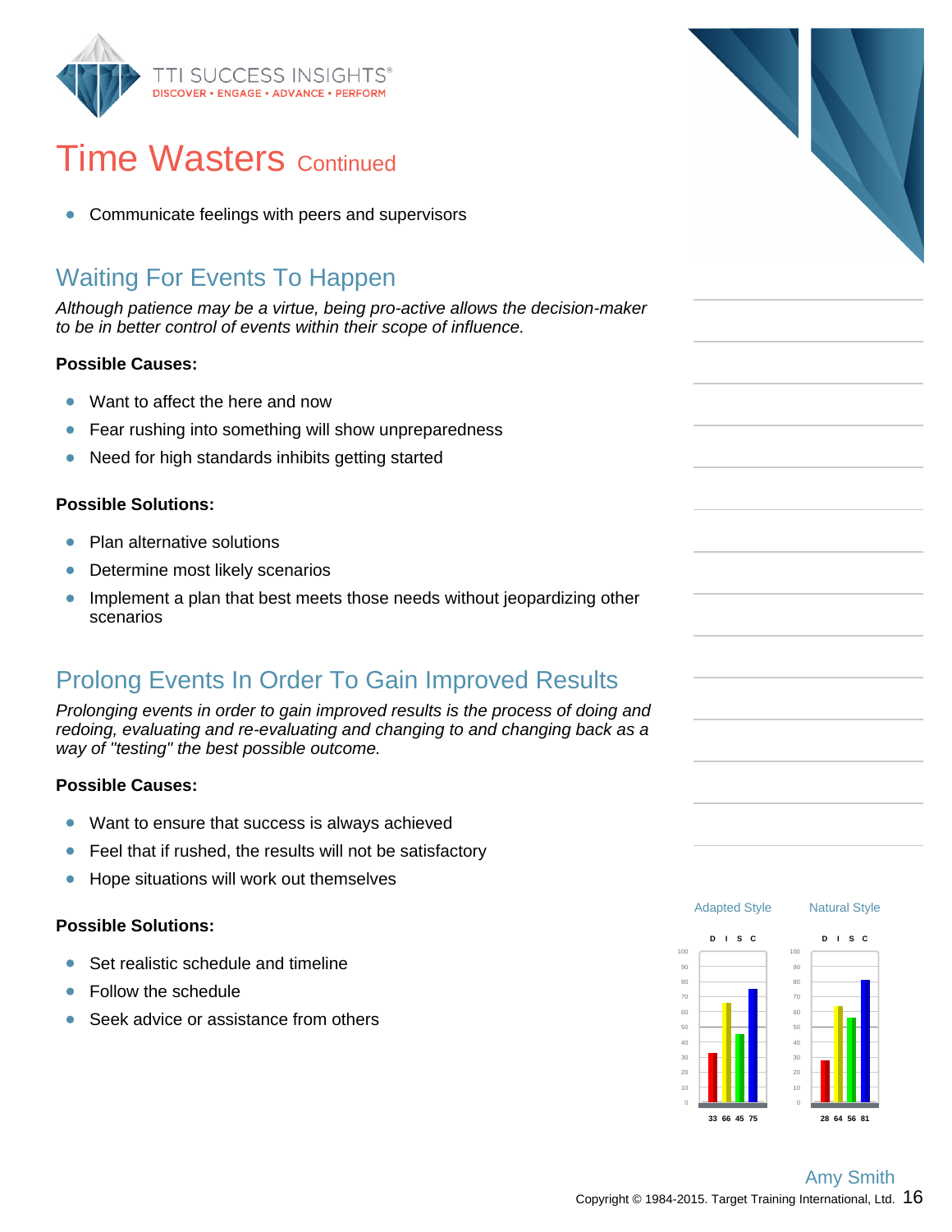# Time Wasters Continued

- Communicate feelings with peers and supervisors

## Waiting For Events To Happen

*Although patience may be a virtue, being pro-active allows the decision-maker to be in better control of events within their scope of influence.*

**Possible Causes:**

- Want to affect the here and now
- Fear rushing into something will show unpreparedness
- Need for high standards inhibits getting started

**Possible Solutions:**

- Plan alternative solutions
- Determine most likely scenarios
- Implement a plan that best meets those needs without jeopardizing other scenarios

## Prolong Events In Order To Gain Improved Results

*Prolonging events in order to gain improved results is the process of doing and redoing, evaluating and re-evaluating and changing to and changing back as a way of "testing" the best possible outcome.*

**Possible Causes:**

- Want to ensure that success is always achieved
- Feel that if rushed, the results will not be satisfactory
- Hope situations will work out themselves

**Possible Solutions:**

- Set realistic schedule and timeline
- Follow the schedule
- Seek advice or assistance from others

| | D | I | S | C |
|---|---|---|---|---|
| Adapted Style | 33 | 66 | 45 | 75 |
| Natural Style | 28 | 64 | 56 | 81 |

Amy Smith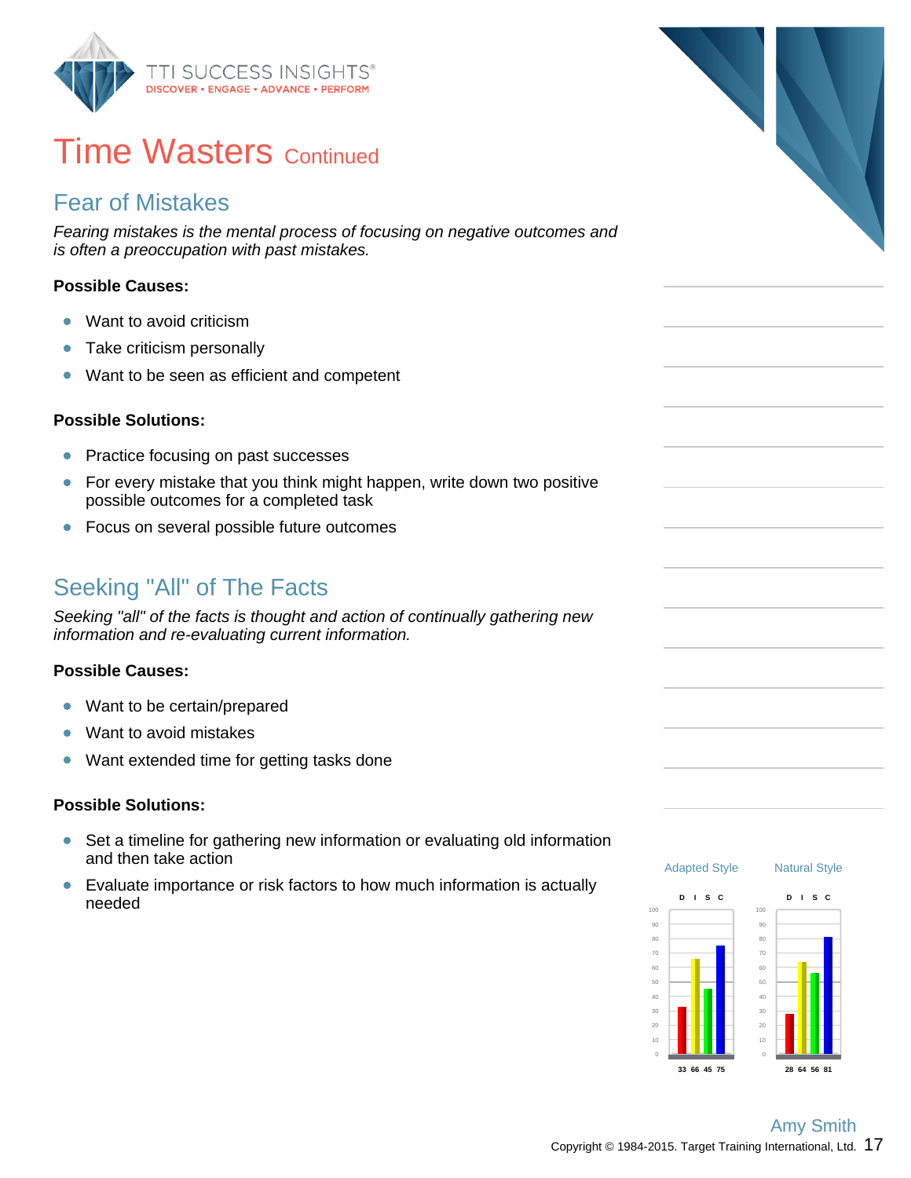# Time Wasters Continued

## Fear of Mistakes

*Fearing mistakes is the mental process of focusing on negative outcomes and is often a preoccupation with past mistakes.*

**Possible Causes:**

- Want to avoid criticism
- Take criticism personally
- Want to be seen as efficient and competent

**Possible Solutions:**

- Practice focusing on past successes
- For every mistake that you think might happen, write down two positive possible outcomes for a completed task
- Focus on several possible future outcomes

## Seeking "All" of The Facts

*Seeking "all" of the facts is thought and action of continually gathering new information and re-evaluating current information.*

**Possible Causes:**

- Want to be certain/prepared
- Want to avoid mistakes
- Want extended time for getting tasks done

**Possible Solutions:**

- Set a timeline for gathering new information or evaluating old information and then take action
- Evaluate importance or risk factors to how much information is actually needed

| | D | I | S | C |
|---|---|---|---|---|
| Adapted Style | 33 | 66 | 45 | 75 |
| Natural Style | 28 | 64 | 56 | 81 |

Amy Smith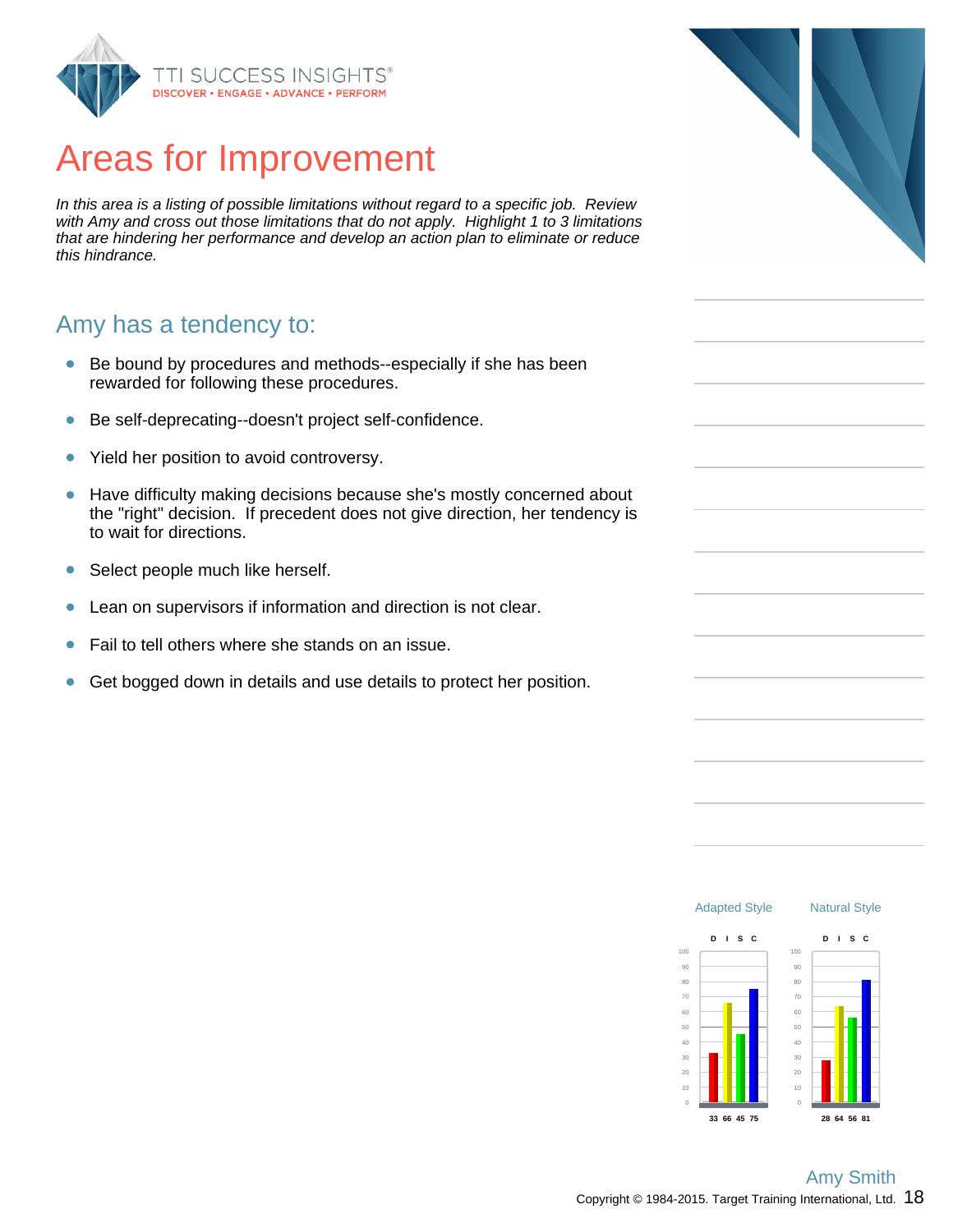# Areas for Improvement

*In this area is a listing of possible limitations without regard to a specific job. Review with Amy and cross out those limitations that do not apply. Highlight 1 to 3 limitations that are hindering her performance and develop an action plan to eliminate or reduce this hindrance.*

## Amy has a tendency to:

- Be bound by procedures and methods--especially if she has been rewarded for following these procedures.
- Be self-deprecating--doesn't project self-confidence.
- Yield her position to avoid controversy.
- Have difficulty making decisions because she's mostly concerned about the "right" decision. If precedent does not give direction, her tendency is to wait for directions.
- Select people much like herself.
- Lean on supervisors if information and direction is not clear.
- Fail to tell others where she stands on an issue.
- Get bogged down in details and use details to protect her position.

| | D | I | S | C |
|---|---|---|---|---|
| Adapted Style | 33 | 66 | 45 | 75 |
| Natural Style | 28 | 64 | 56 | 81 |

Amy Smith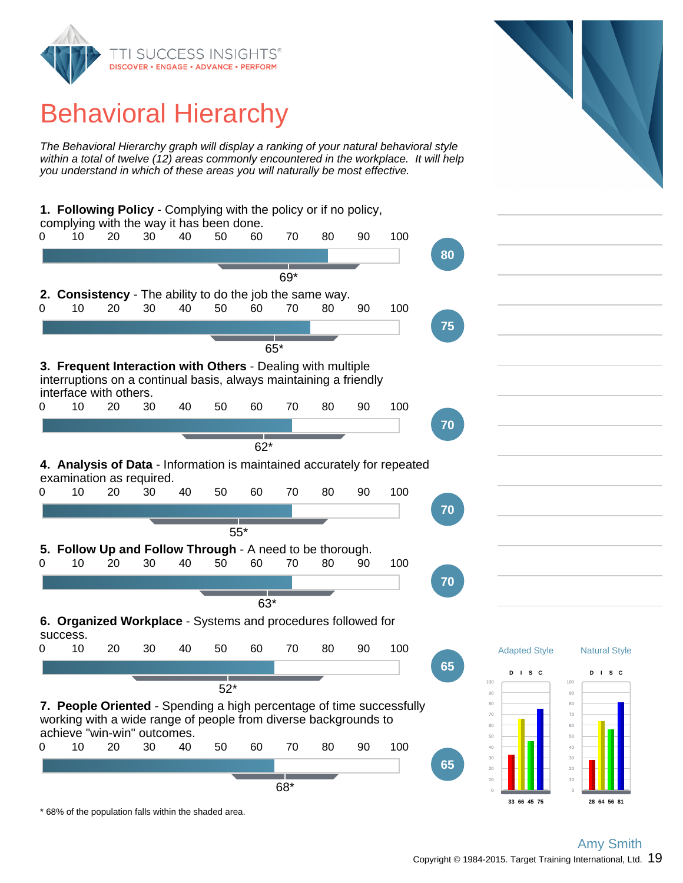# Behavioral Hierarchy

*The Behavioral Hierarchy graph will display a ranking of your natural behavioral style within a total of twelve (12) areas commonly encountered in the workplace. It will help you understand in which of these areas you will naturally be most effective.*

**1. Following Policy** - Complying with the policy or if no policy, complying with the way it has been done.

Score: 80 — 69*

**2. Consistency** - The ability to do the job the same way.

Score: 75 — 65*

**3. Frequent Interaction with Others** - Dealing with multiple interruptions on a continual basis, always maintaining a friendly interface with others.

Score: 70 — 62*

**4. Analysis of Data** - Information is maintained accurately for repeated examination as required.

Score: 70 — 55*

**5. Follow Up and Follow Through** - A need to be thorough.

Score: 70 — 63*

**6. Organized Workplace** - Systems and procedures followed for success.

Score: 65 — 52*

**7. People Oriented** - Spending a high percentage of time successfully working with a wide range of people from diverse backgrounds to achieve "win-win" outcomes.

Score: 65 — 68*

| | D | I | S | C |
|---|---|---|---|---|
| Adapted Style | 33 | 66 | 45 | 75 |
| Natural Style | 28 | 64 | 56 | 81 |

\* 68% of the population falls within the shaded area.

Amy Smith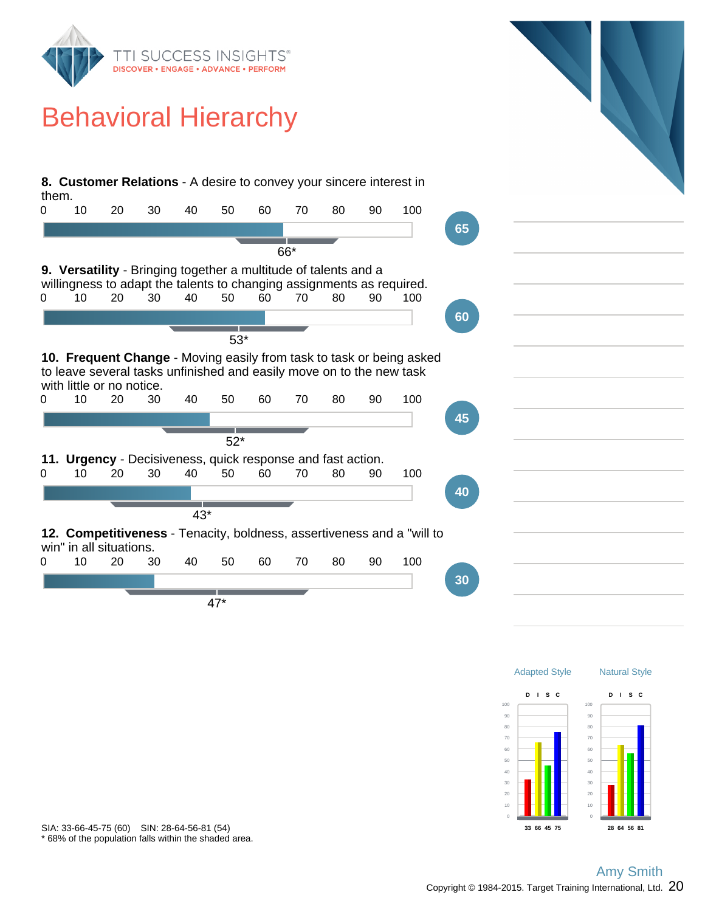# Behavioral Hierarchy

**8. Customer Relations** - A desire to convey your sincere interest in them.

Score: 65 — 66*

**9. Versatility** - Bringing together a multitude of talents and a willingness to adapt the talents to changing assignments as required.

Score: 60 — 53*

**10. Frequent Change** - Moving easily from task to task or being asked to leave several tasks unfinished and easily move on to the new task with little or no notice.

Score: 45 — 52*

**11. Urgency** - Decisiveness, quick response and fast action.

Score: 40 — 43*

**12. Competitiveness** - Tenacity, boldness, assertiveness and a "will to win" in all situations.

Score: 30 — 47*

| | Adapted Style | Natural Style |
|---|---|---|
| D | 33 | 28 |
| I | 66 | 64 |
| S | 45 | 56 |
| C | 75 | 81 |

SIA: 33-66-45-75 (60) SIN: 28-64-56-81 (54)

* 68% of the population falls within the shaded area.

Amy Smith

Copyright © 1984-2015. Target Training International, Ltd.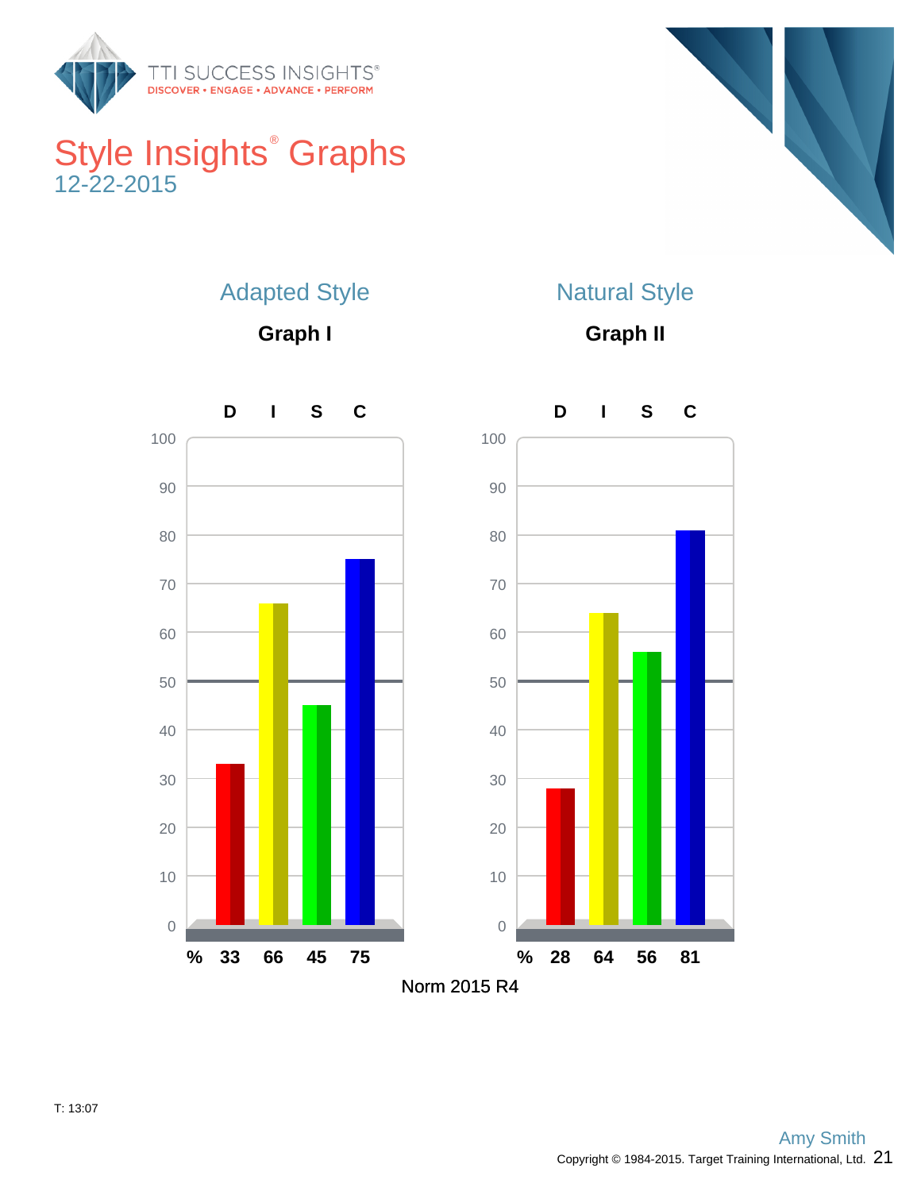# Style Insights® Graphs

12-22-2015

## Adapted Style

### Graph I

| | D | I | S | C |
|---|---|---|---|---|
| % | 33 | 66 | 45 | 75 |

## Natural Style

### Graph II

| | D | I | S | C |
|---|---|---|---|---|
| % | 28 | 64 | 56 | 81 |

Norm 2015 R4

T: 13:07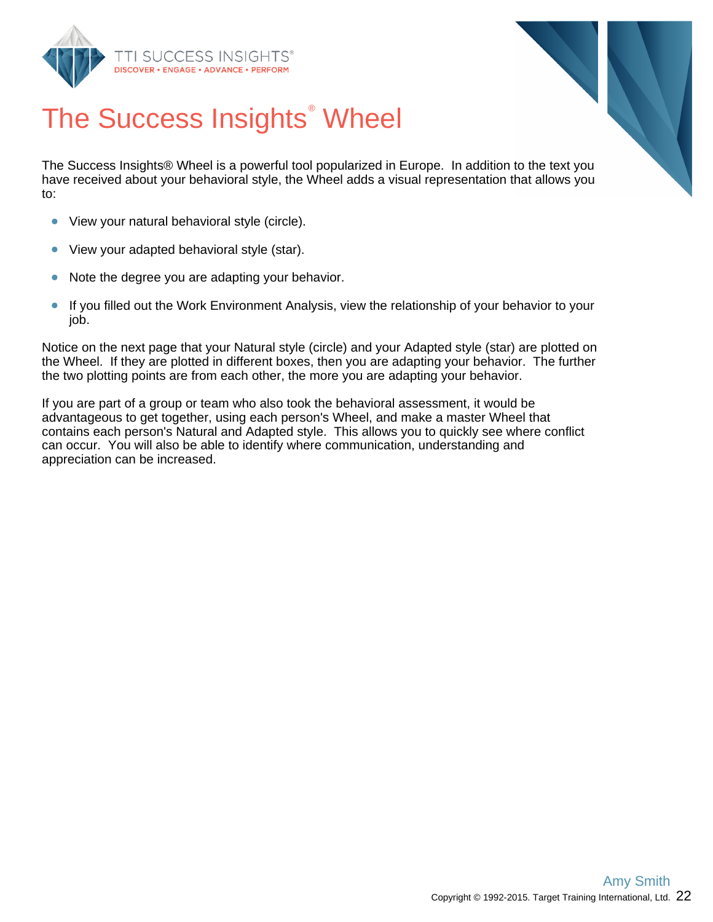# The Success Insights® Wheel

The Success Insights® Wheel is a powerful tool popularized in Europe. In addition to the text you have received about your behavioral style, the Wheel adds a visual representation that allows you to:

- View your natural behavioral style (circle).
- View your adapted behavioral style (star).
- Note the degree you are adapting your behavior.
- If you filled out the Work Environment Analysis, view the relationship of your behavior to your job.

Notice on the next page that your Natural style (circle) and your Adapted style (star) are plotted on the Wheel. If they are plotted in different boxes, then you are adapting your behavior. The further the two plotting points are from each other, the more you are adapting your behavior.

If you are part of a group or team who also took the behavioral assessment, it would be advantageous to get together, using each person's Wheel, and make a master Wheel that contains each person's Natural and Adapted style. This allows you to quickly see where conflict can occur. You will also be able to identify where communication, understanding and appreciation can be increased.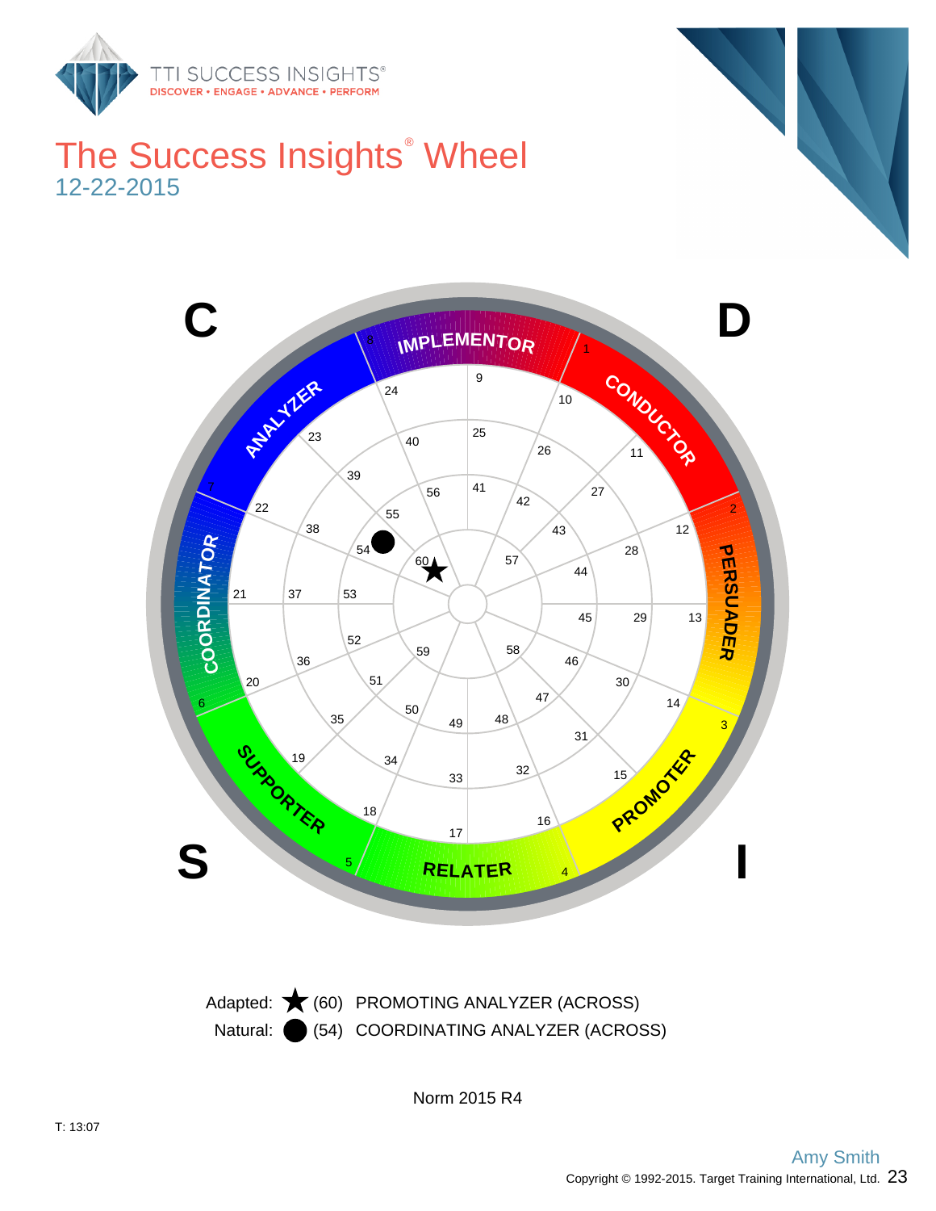# The Success Insights® Wheel

12-22-2015

Adapted: ★ (60) PROMOTING ANALYZER (ACROSS)

Natural: ● (54) COORDINATING ANALYZER (ACROSS)

Norm 2015 R4

T: 13:07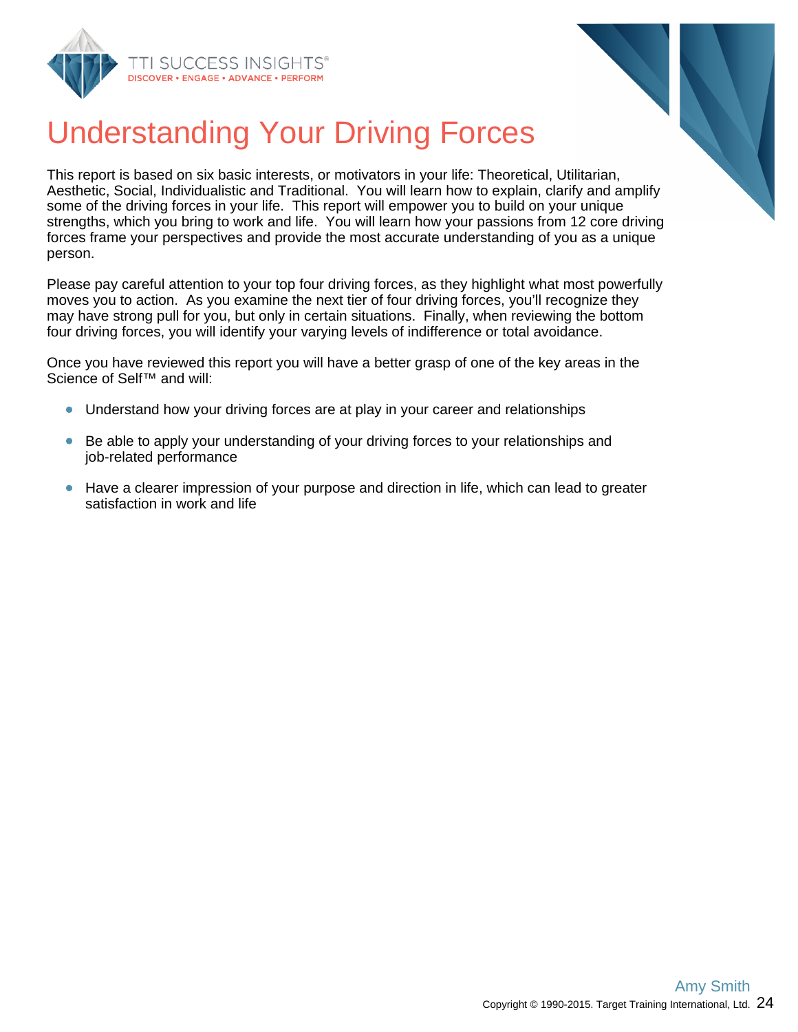# Understanding Your Driving Forces

This report is based on six basic interests, or motivators in your life: Theoretical, Utilitarian, Aesthetic, Social, Individualistic and Traditional. You will learn how to explain, clarify and amplify some of the driving forces in your life. This report will empower you to build on your unique strengths, which you bring to work and life. You will learn how your passions from 12 core driving forces frame your perspectives and provide the most accurate understanding of you as a unique person.

Please pay careful attention to your top four driving forces, as they highlight what most powerfully moves you to action. As you examine the next tier of four driving forces, you'll recognize they may have strong pull for you, but only in certain situations. Finally, when reviewing the bottom four driving forces, you will identify your varying levels of indifference or total avoidance.

Once you have reviewed this report you will have a better grasp of one of the key areas in the Science of Self™ and will:

- Understand how your driving forces are at play in your career and relationships
- Be able to apply your understanding of your driving forces to your relationships and job-related performance
- Have a clearer impression of your purpose and direction in life, which can lead to greater satisfaction in work and life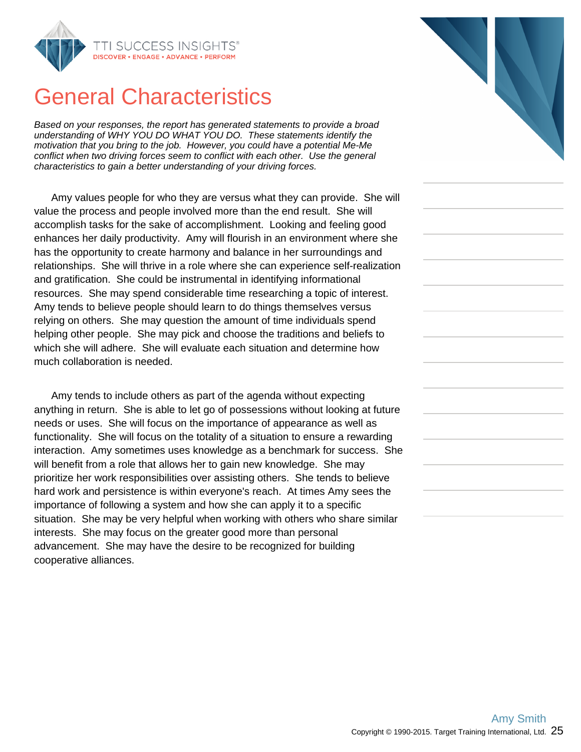# General Characteristics

*Based on your responses, the report has generated statements to provide a broad understanding of WHY YOU DO WHAT YOU DO. These statements identify the motivation that you bring to the job. However, you could have a potential Me-Me conflict when two driving forces seem to conflict with each other. Use the general characteristics to gain a better understanding of your driving forces.*

Amy values people for who they are versus what they can provide. She will value the process and people involved more than the end result. She will accomplish tasks for the sake of accomplishment. Looking and feeling good enhances her daily productivity. Amy will flourish in an environment where she has the opportunity to create harmony and balance in her surroundings and relationships. She will thrive in a role where she can experience self-realization and gratification. She could be instrumental in identifying informational resources. She may spend considerable time researching a topic of interest. Amy tends to believe people should learn to do things themselves versus relying on others. She may question the amount of time individuals spend helping other people. She may pick and choose the traditions and beliefs to which she will adhere. She will evaluate each situation and determine how much collaboration is needed.

Amy tends to include others as part of the agenda without expecting anything in return. She is able to let go of possessions without looking at future needs or uses. She will focus on the importance of appearance as well as functionality. She will focus on the totality of a situation to ensure a rewarding interaction. Amy sometimes uses knowledge as a benchmark for success. She will benefit from a role that allows her to gain new knowledge. She may prioritize her work responsibilities over assisting others. She tends to believe hard work and persistence is within everyone's reach. At times Amy sees the importance of following a system and how she can apply it to a specific situation. She may be very helpful when working with others who share similar interests. She may focus on the greater good more than personal advancement. She may have the desire to be recognized for building cooperative alliances.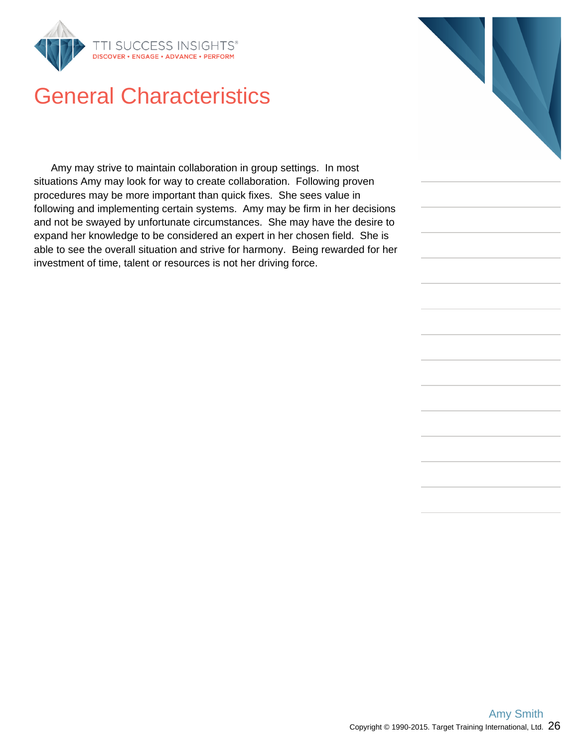# General Characteristics

Amy may strive to maintain collaboration in group settings. In most situations Amy may look for way to create collaboration. Following proven procedures may be more important than quick fixes. She sees value in following and implementing certain systems. Amy may be firm in her decisions and not be swayed by unfortunate circumstances. She may have the desire to expand her knowledge to be considered an expert in her chosen field. She is able to see the overall situation and strive for harmony. Being rewarded for her investment of time, talent or resources is not her driving force.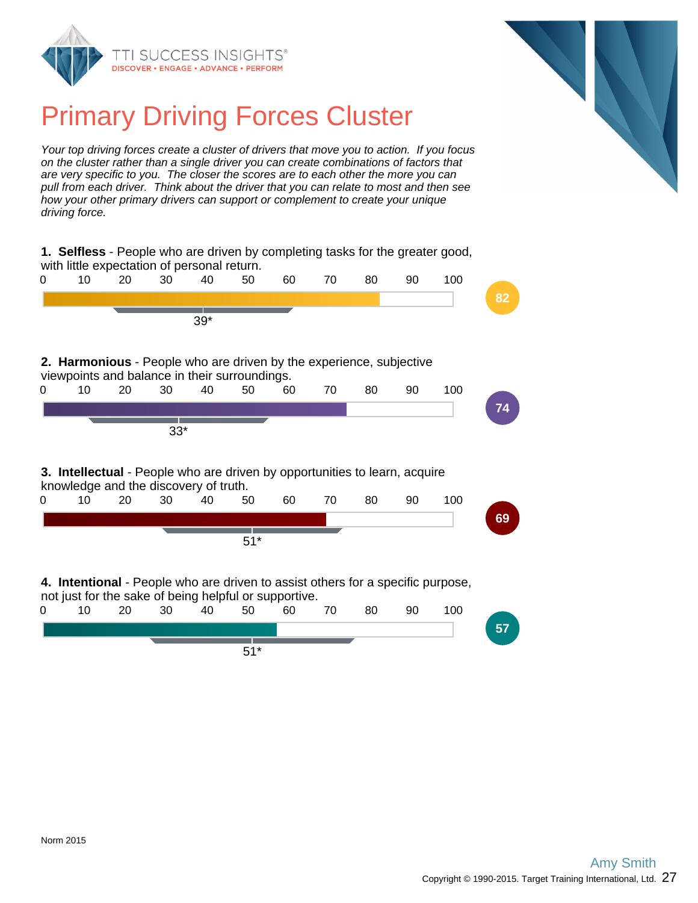# Primary Driving Forces Cluster

*Your top driving forces create a cluster of drivers that move you to action. If you focus on the cluster rather than a single driver you can create combinations of factors that are very specific to you. The closer the scores are to each other the more you can pull from each driver. Think about the driver that you can relate to most and then see how your other primary drivers can support or complement to create your unique driving force.*

**1. Selfless** - People who are driven by completing tasks for the greater good, with little expectation of personal return.

Score: 82 — Norm: 39*

**2. Harmonious** - People who are driven by the experience, subjective viewpoints and balance in their surroundings.

Score: 74 — Norm: 33*

**3. Intellectual** - People who are driven by opportunities to learn, acquire knowledge and the discovery of truth.

Score: 69 — Norm: 51*

**4. Intentional** - People who are driven to assist others for a specific purpose, not just for the sake of being helpful or supportive.

Score: 57 — Norm: 51*

Norm 2015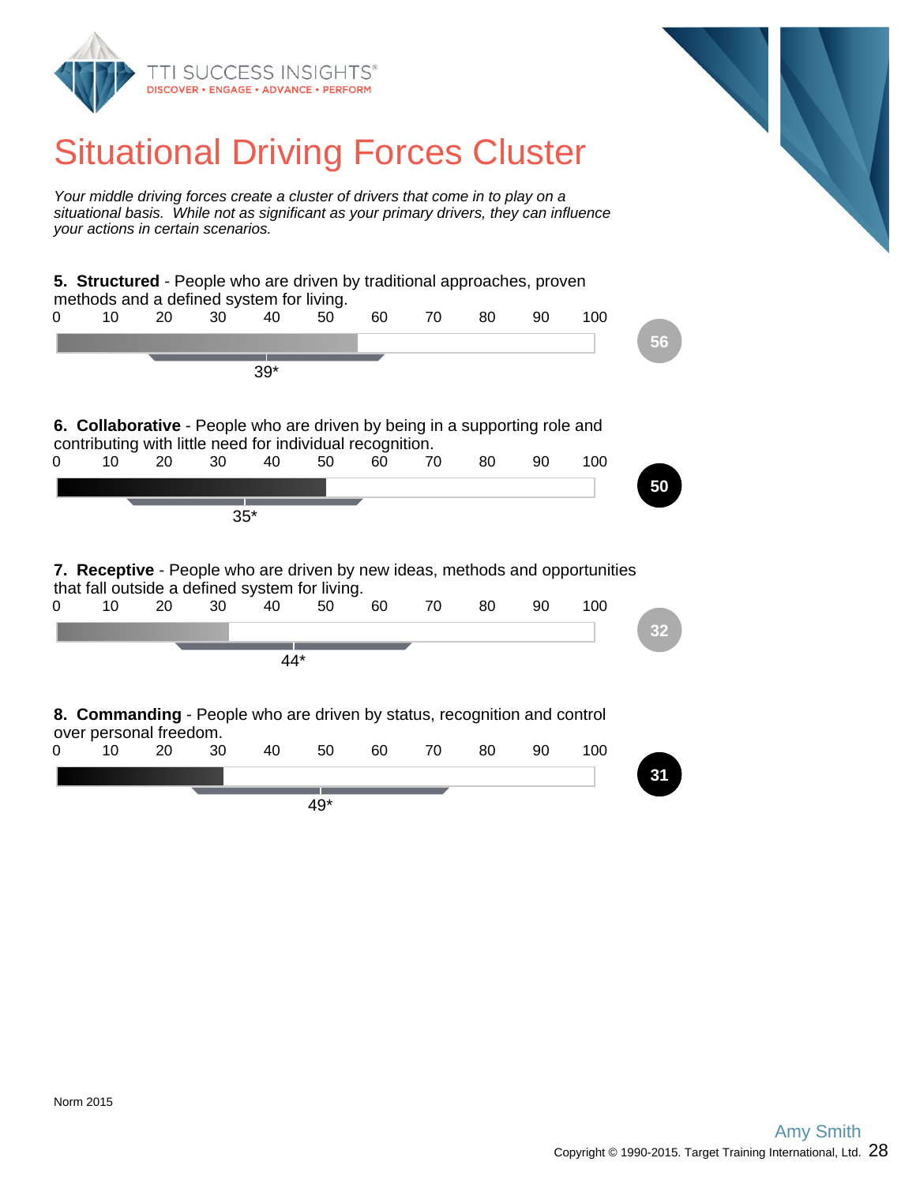# Situational Driving Forces Cluster

*Your middle driving forces create a cluster of drivers that come in to play on a situational basis. While not as significant as your primary drivers, they can influence your actions in certain scenarios.*

**5. Structured** - People who are driven by traditional approaches, proven methods and a defined system for living.

Score: 56 | Norm: 39*

**6. Collaborative** - People who are driven by being in a supporting role and contributing with little need for individual recognition.

Score: 50 | Norm: 35*

**7. Receptive** - People who are driven by new ideas, methods and opportunities that fall outside a defined system for living.

Score: 32 | Norm: 44*

**8. Commanding** - People who are driven by status, recognition and control over personal freedom.

Score: 31 | Norm: 49*

Norm 2015

Amy Smith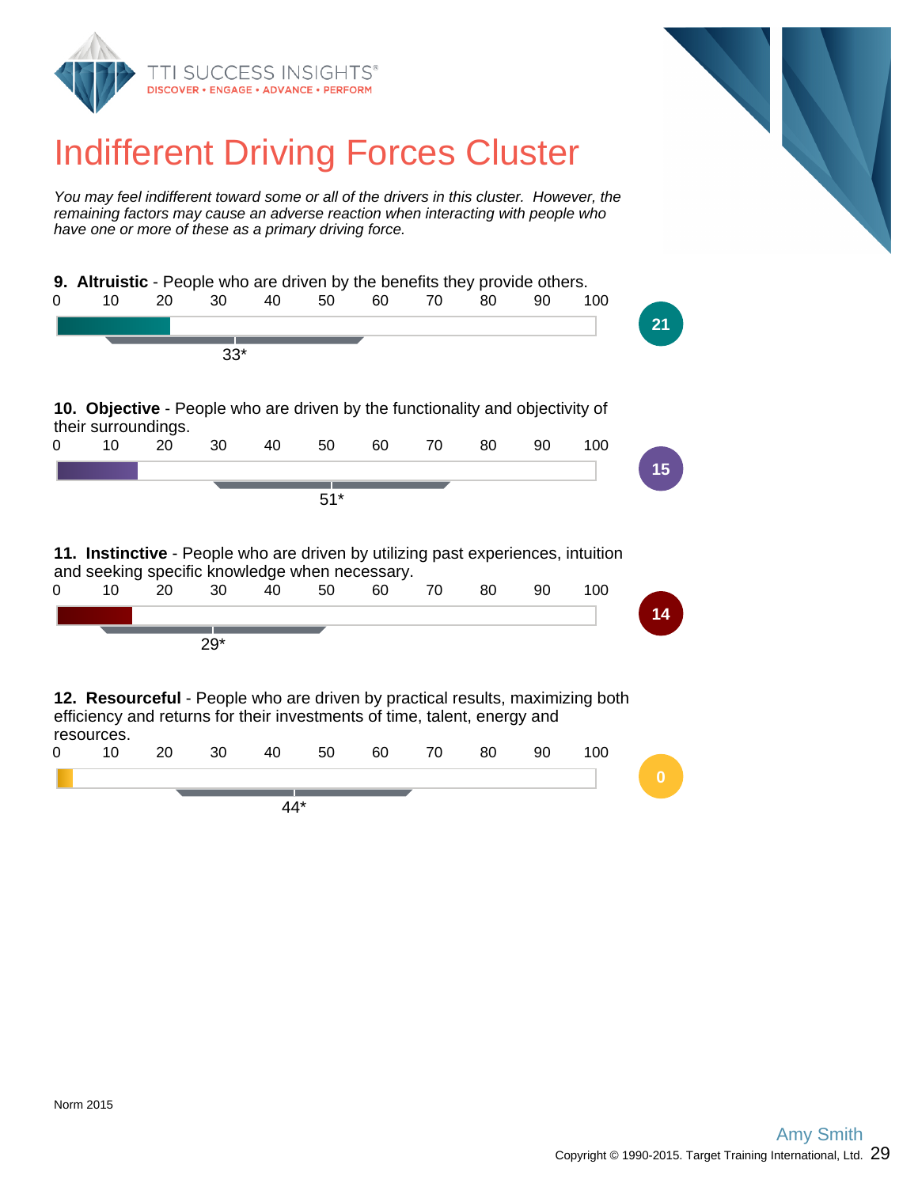# Indifferent Driving Forces Cluster

*You may feel indifferent toward some or all of the drivers in this cluster. However, the remaining factors may cause an adverse reaction when interacting with people who have one or more of these as a primary driving force.*

**9. Altruistic** - People who are driven by the benefits they provide others.

0 10 20 30 40 50 60 70 80 90 100

33*

21

**10. Objective** - People who are driven by the functionality and objectivity of their surroundings.

0 10 20 30 40 50 60 70 80 90 100

51*

15

**11. Instinctive** - People who are driven by utilizing past experiences, intuition and seeking specific knowledge when necessary.

0 10 20 30 40 50 60 70 80 90 100

29*

14

**12. Resourceful** - People who are driven by practical results, maximizing both efficiency and returns for their investments of time, talent, energy and resources.

0 10 20 30 40 50 60 70 80 90 100

44*

0

Norm 2015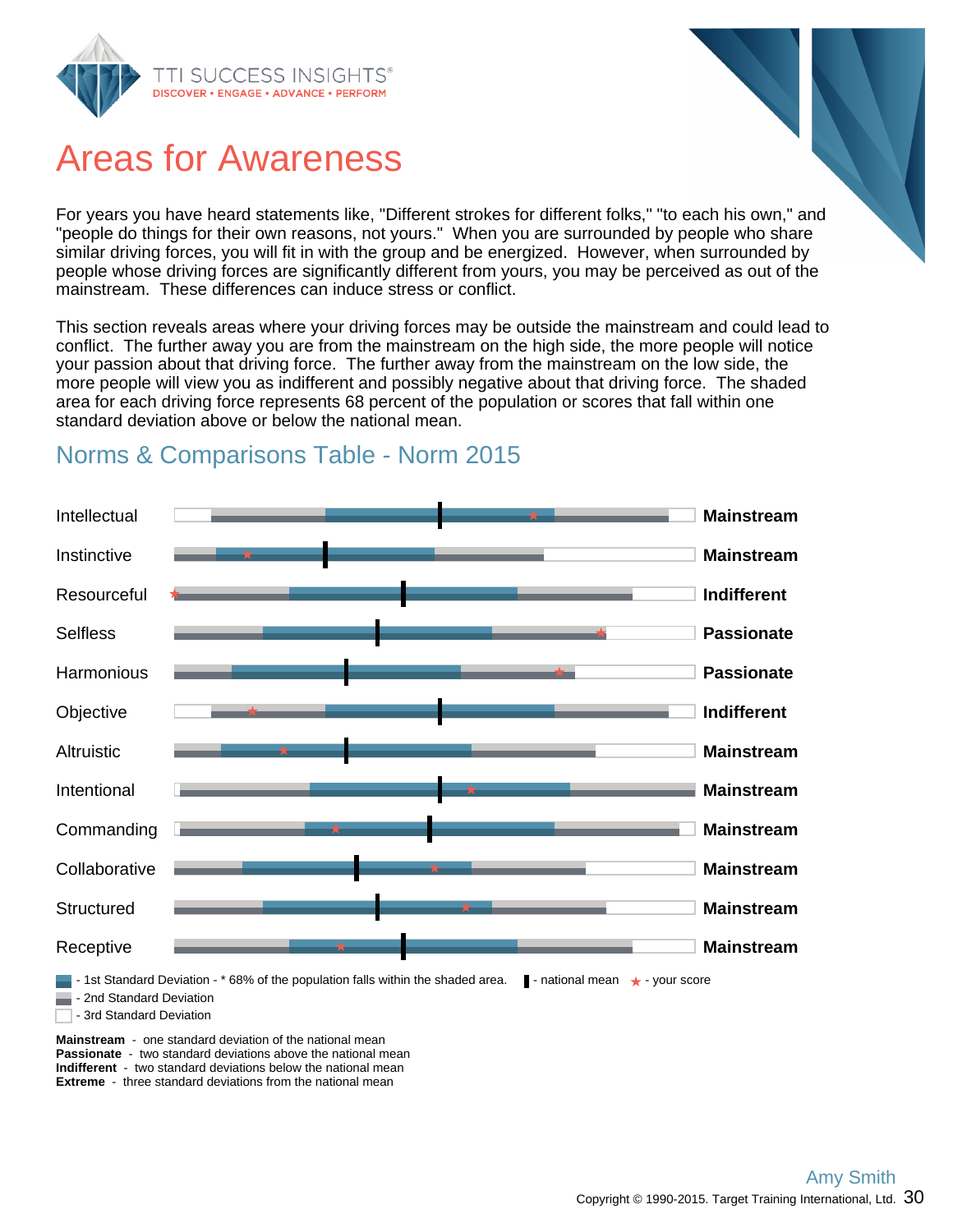# Areas for Awareness

For years you have heard statements like, "Different strokes for different folks," "to each his own," and "people do things for their own reasons, not yours." When you are surrounded by people who share similar driving forces, you will fit in with the group and be energized. However, when surrounded by people whose driving forces are significantly different from yours, you may be perceived as out of the mainstream. These differences can induce stress or conflict.

This section reveals areas where your driving forces may be outside the mainstream and could lead to conflict. The further away you are from the mainstream on the high side, the more people will notice your passion about that driving force. The further away from the mainstream on the low side, the more people will view you as indifferent and possibly negative about that driving force. The shaded area for each driving force represents 68 percent of the population or scores that fall within one standard deviation above or below the national mean.

## Norms & Comparisons Table - Norm 2015

| Driving Force | Result |
|---|---|
| Intellectual | **Mainstream** |
| Instinctive | **Mainstream** |
| Resourceful | **Indifferent** |
| Selfless | **Passionate** |
| Harmonious | **Passionate** |
| Objective | **Indifferent** |
| Altruistic | **Mainstream** |
| Intentional | **Mainstream** |
| Commanding | **Mainstream** |
| Collaborative | **Mainstream** |
| Structured | **Mainstream** |
| Receptive | **Mainstream** |

- 1st Standard Deviation - * 68% of the population falls within the shaded area.
- 2nd Standard Deviation
- 3rd Standard Deviation

▌- national mean ★ - your score

**Mainstream** - one standard deviation of the national mean
**Passionate** - two standard deviations above the national mean
**Indifferent** - two standard deviations below the national mean
**Extreme** - three standard deviations from the national mean

Amy Smith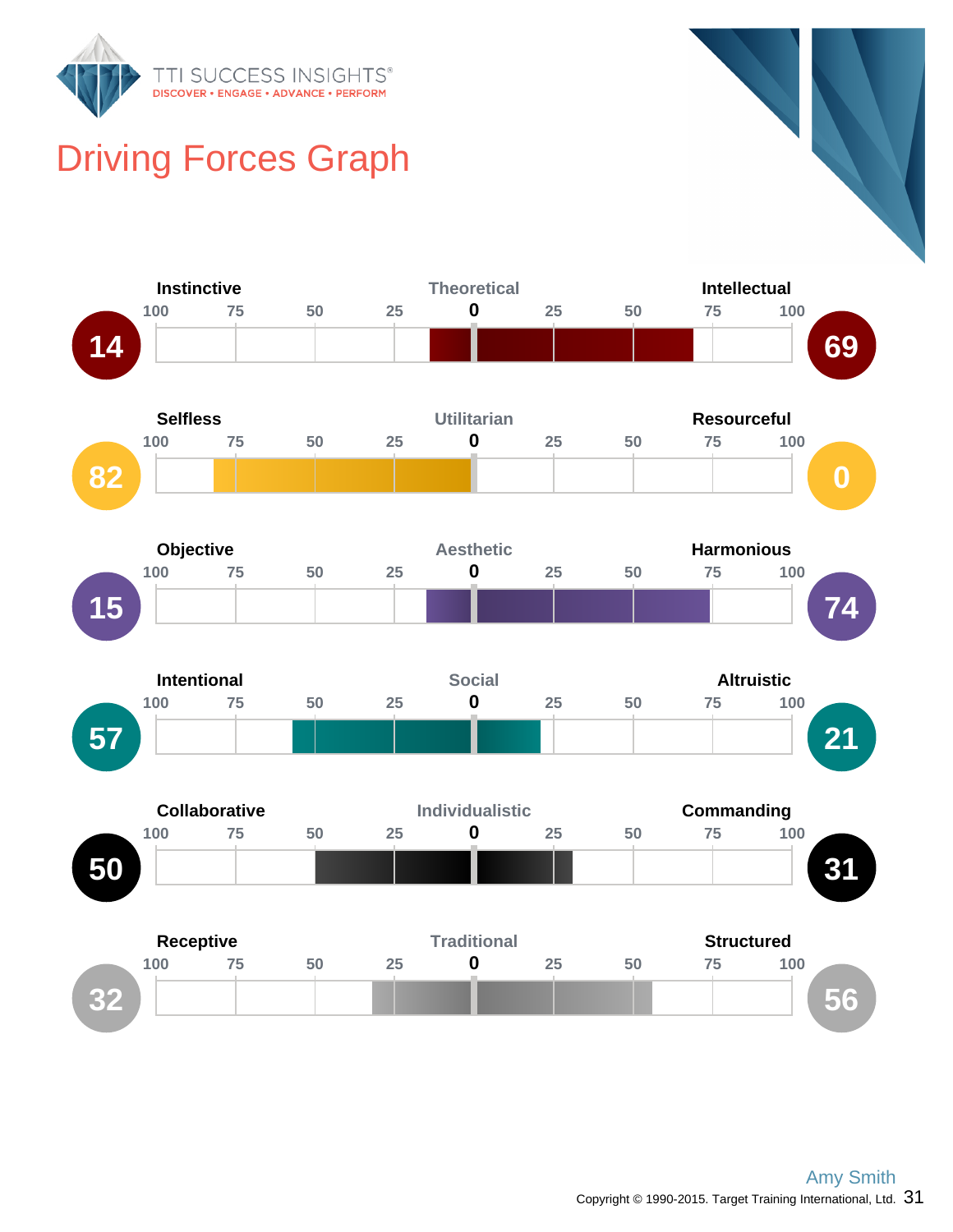# Driving Forces Graph

| Left Score | Left Driver | Category | Right Driver | Right Score |
|---|---|---|---|---|
| 14 | Instinctive | Theoretical | Intellectual | 69 |
| 82 | Selfless | Utilitarian | Resourceful | 0 |
| 15 | Objective | Aesthetic | Harmonious | 74 |
| 57 | Intentional | Social | Altruistic | 21 |
| 50 | Collaborative | Individualistic | Commanding | 31 |
| 32 | Receptive | Traditional | Structured | 56 |

Amy Smith

Copyright © 1990-2015. Target Training International, Ltd.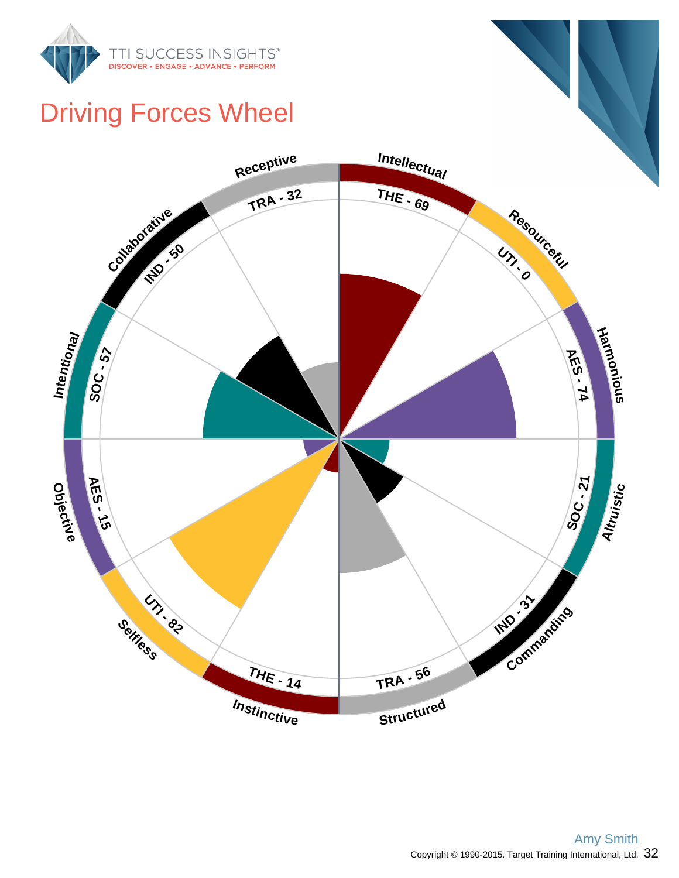# Driving Forces Wheel

Receptive
TRA - 32

Intellectual
THE - 69

Resourceful
UTI - 0

Harmonious
AES - 74

Altruistic
SOC - 21

Commanding
IND - 31

Structured
TRA - 56

Instinctive
THE - 14

Selfless
UTI - 82

Objective
AES - 15

Intentional
SOC - 57

Collaborative
IND - 50

Amy Smith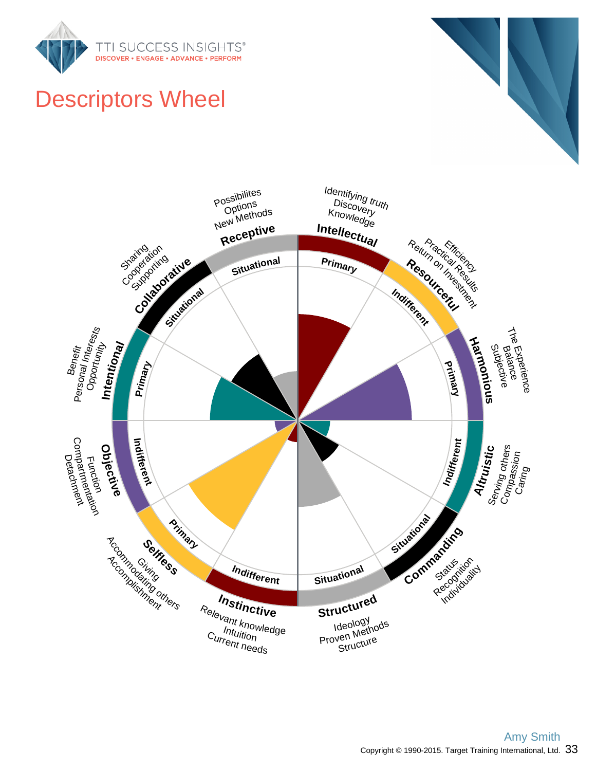# Descriptors Wheel

**Intellectual** — Primary
Identifying truth
Discovery
Knowledge

**Resourceful** — Indifferent
Efficiency
Practical Results
Return on Investment

**Harmonious** — Primary
The Experience
Balance
Subjective

**Altruistic** — Indifferent
Serving others
Compassion
Caring

**Commanding** — Situational
Status
Recognition
Individuality

**Structured** — Situational
Ideology
Proven Methods
Structure

**Instinctive** — Indifferent
Relevant knowledge
Intuition
Current needs

**Selfless** — Primary
Giving
Accommodating others
Accomplishment

**Objective** — Indifferent
Function
Compartmentalation
Detachment

**Intentional** — Primary
Benefit
Personal Interests
Opportunity

**Collaborative** — Situational
Sharing
Cooperation
Supporting

**Receptive** — Situational
Possibilites
Options
New Methods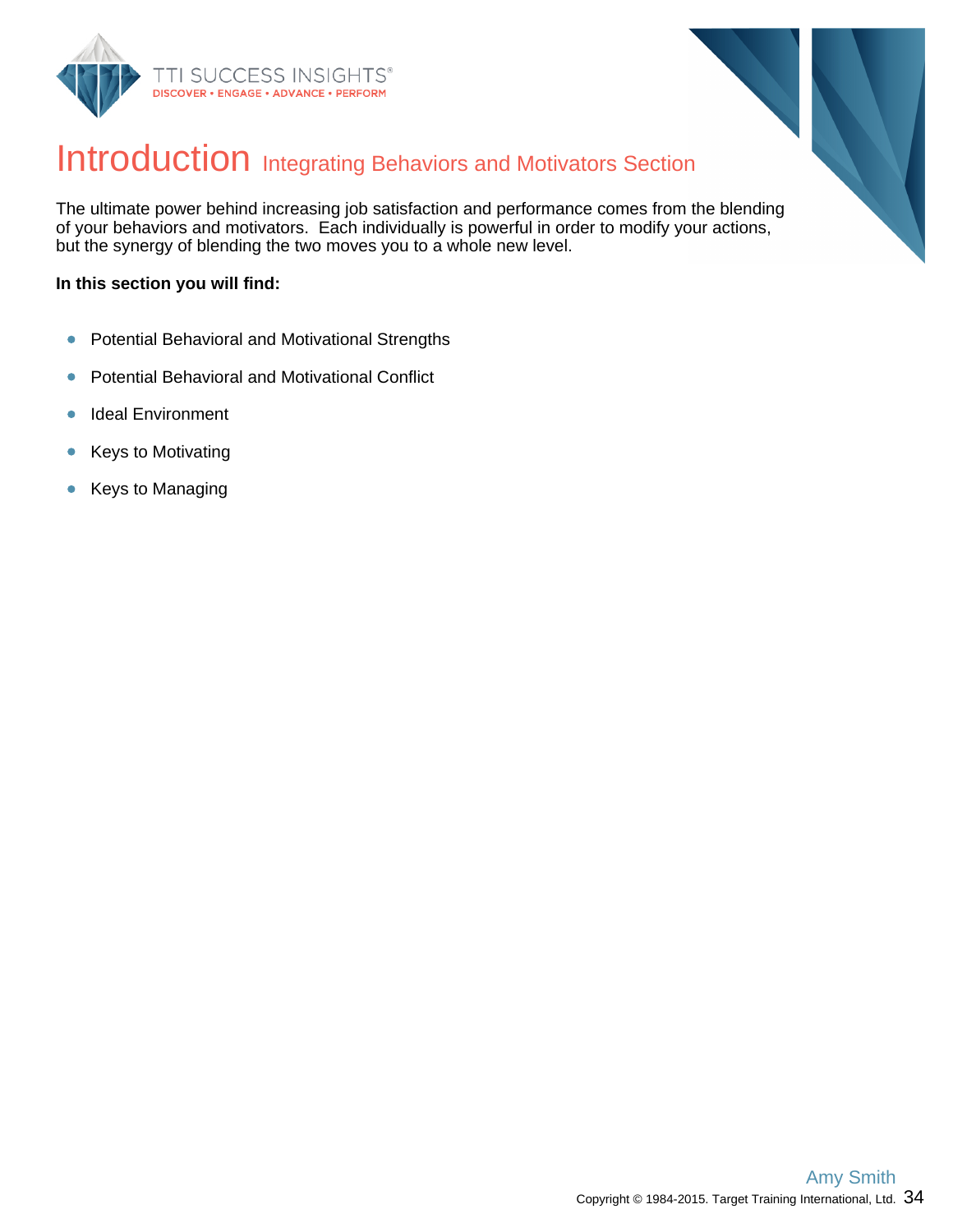# Introduction Integrating Behaviors and Motivators Section

The ultimate power behind increasing job satisfaction and performance comes from the blending of your behaviors and motivators. Each individually is powerful in order to modify your actions, but the synergy of blending the two moves you to a whole new level.

**In this section you will find:**

- Potential Behavioral and Motivational Strengths
- Potential Behavioral and Motivational Conflict
- Ideal Environment
- Keys to Motivating
- Keys to Managing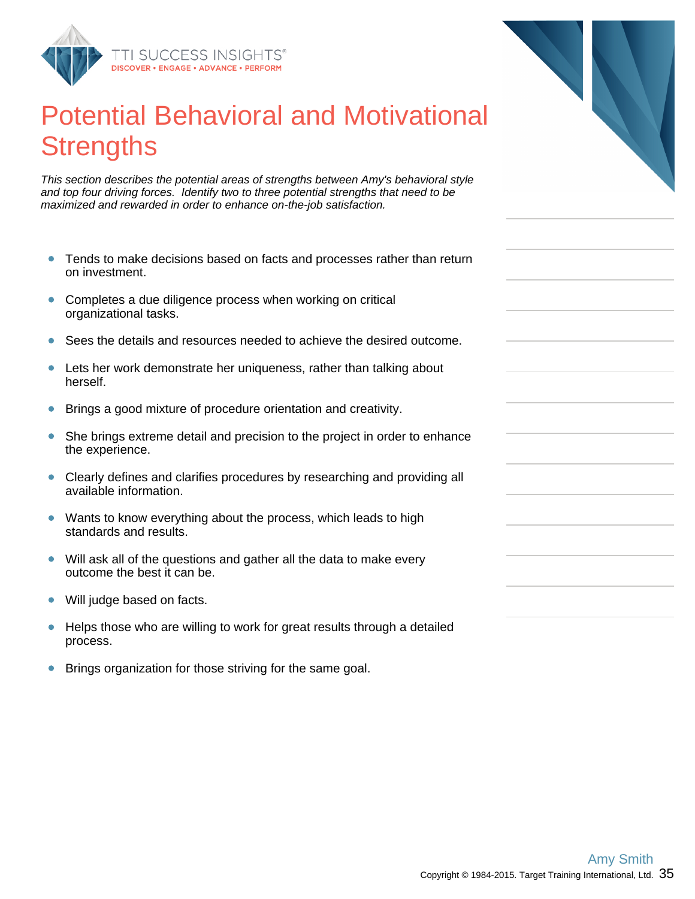# Potential Behavioral and Motivational Strengths

*This section describes the potential areas of strengths between Amy's behavioral style and top four driving forces. Identify two to three potential strengths that need to be maximized and rewarded in order to enhance on-the-job satisfaction.*

- Tends to make decisions based on facts and processes rather than return on investment.
- Completes a due diligence process when working on critical organizational tasks.
- Sees the details and resources needed to achieve the desired outcome.
- Lets her work demonstrate her uniqueness, rather than talking about herself.
- Brings a good mixture of procedure orientation and creativity.
- She brings extreme detail and precision to the project in order to enhance the experience.
- Clearly defines and clarifies procedures by researching and providing all available information.
- Wants to know everything about the process, which leads to high standards and results.
- Will ask all of the questions and gather all the data to make every outcome the best it can be.
- Will judge based on facts.
- Helps those who are willing to work for great results through a detailed process.
- Brings organization for those striving for the same goal.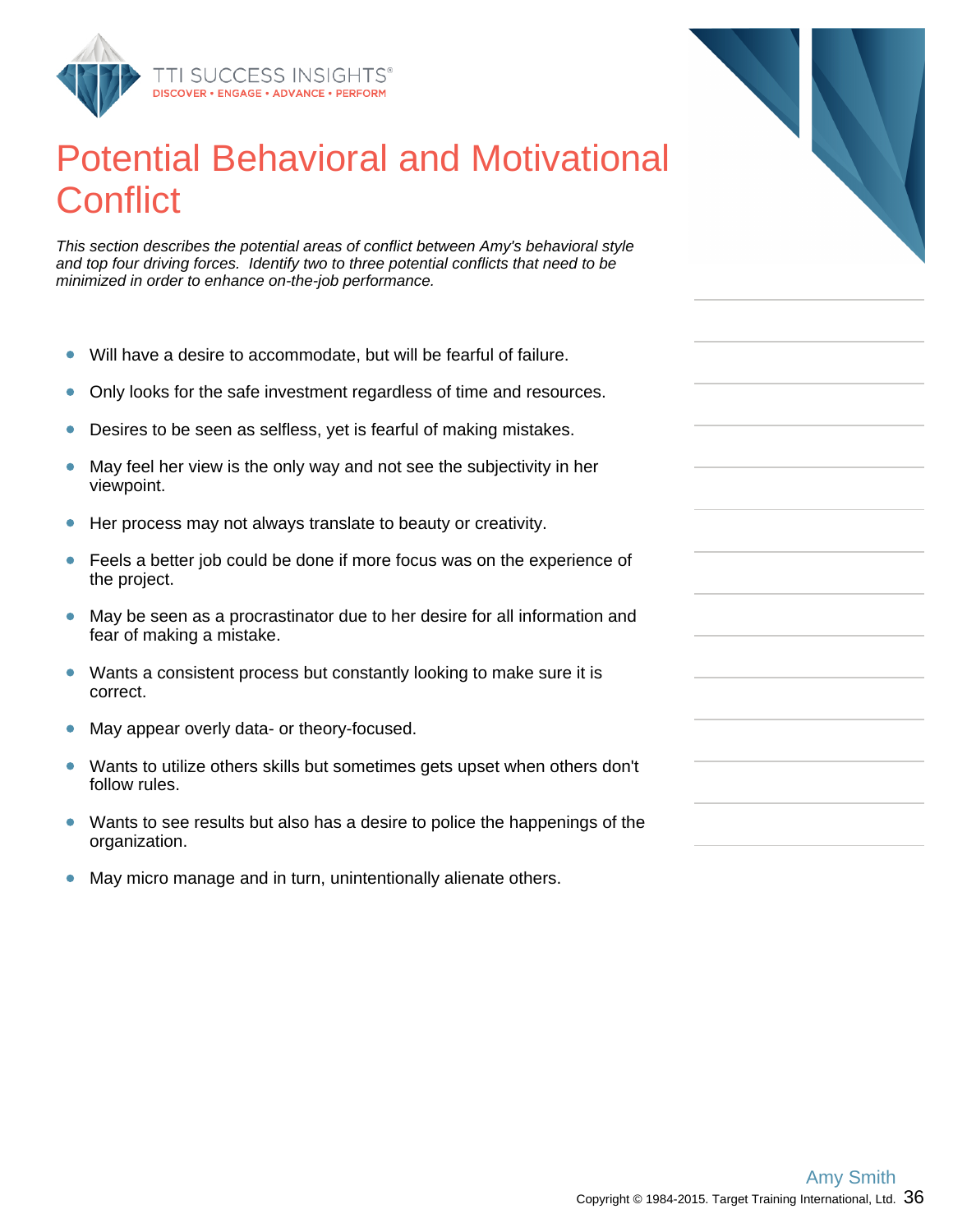# Potential Behavioral and Motivational Conflict

*This section describes the potential areas of conflict between Amy's behavioral style and top four driving forces. Identify two to three potential conflicts that need to be minimized in order to enhance on-the-job performance.*

- Will have a desire to accommodate, but will be fearful of failure.
- Only looks for the safe investment regardless of time and resources.
- Desires to be seen as selfless, yet is fearful of making mistakes.
- May feel her view is the only way and not see the subjectivity in her viewpoint.
- Her process may not always translate to beauty or creativity.
- Feels a better job could be done if more focus was on the experience of the project.
- May be seen as a procrastinator due to her desire for all information and fear of making a mistake.
- Wants a consistent process but constantly looking to make sure it is correct.
- May appear overly data- or theory-focused.
- Wants to utilize others skills but sometimes gets upset when others don't follow rules.
- Wants to see results but also has a desire to police the happenings of the organization.
- May micro manage and in turn, unintentionally alienate others.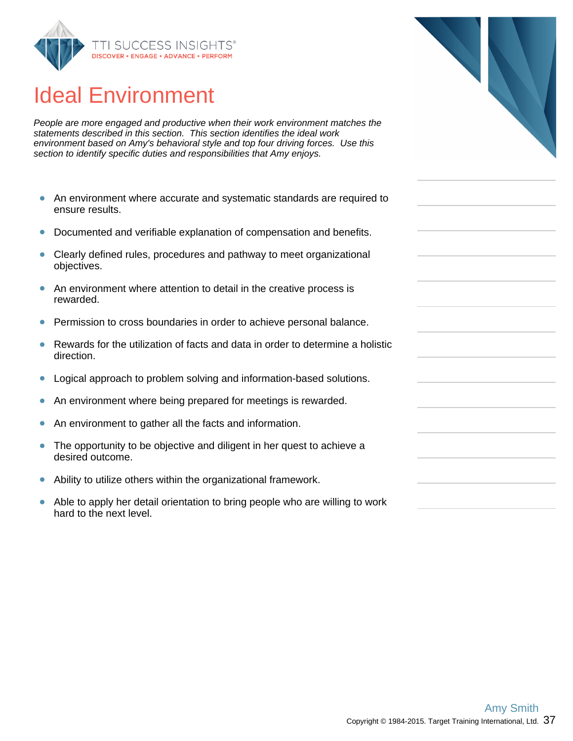# Ideal Environment

*People are more engaged and productive when their work environment matches the statements described in this section. This section identifies the ideal work environment based on Amy's behavioral style and top four driving forces. Use this section to identify specific duties and responsibilities that Amy enjoys.*

- An environment where accurate and systematic standards are required to ensure results.
- Documented and verifiable explanation of compensation and benefits.
- Clearly defined rules, procedures and pathway to meet organizational objectives.
- An environment where attention to detail in the creative process is rewarded.
- Permission to cross boundaries in order to achieve personal balance.
- Rewards for the utilization of facts and data in order to determine a holistic direction.
- Logical approach to problem solving and information-based solutions.
- An environment where being prepared for meetings is rewarded.
- An environment to gather all the facts and information.
- The opportunity to be objective and diligent in her quest to achieve a desired outcome.
- Ability to utilize others within the organizational framework.
- Able to apply her detail orientation to bring people who are willing to work hard to the next level.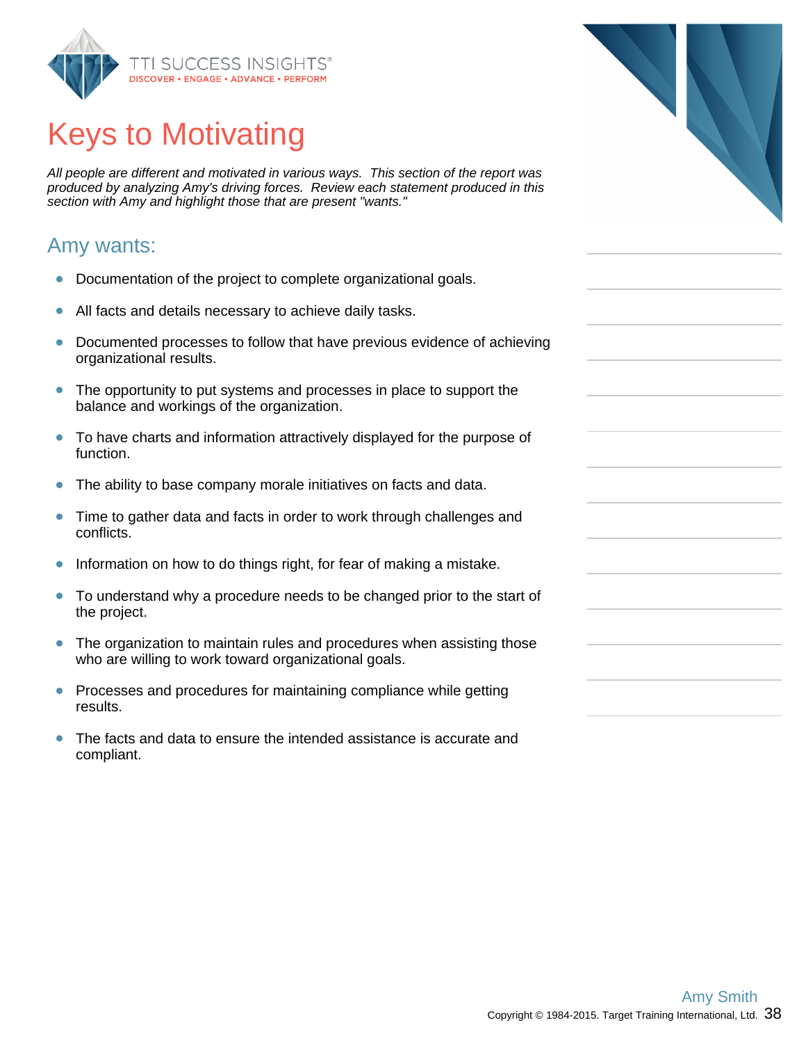# Keys to Motivating

*All people are different and motivated in various ways. This section of the report was produced by analyzing Amy's driving forces. Review each statement produced in this section with Amy and highlight those that are present "wants."*

## Amy wants:

- Documentation of the project to complete organizational goals.
- All facts and details necessary to achieve daily tasks.
- Documented processes to follow that have previous evidence of achieving organizational results.
- The opportunity to put systems and processes in place to support the balance and workings of the organization.
- To have charts and information attractively displayed for the purpose of function.
- The ability to base company morale initiatives on facts and data.
- Time to gather data and facts in order to work through challenges and conflicts.
- Information on how to do things right, for fear of making a mistake.
- To understand why a procedure needs to be changed prior to the start of the project.
- The organization to maintain rules and procedures when assisting those who are willing to work toward organizational goals.
- Processes and procedures for maintaining compliance while getting results.
- The facts and data to ensure the intended assistance is accurate and compliant.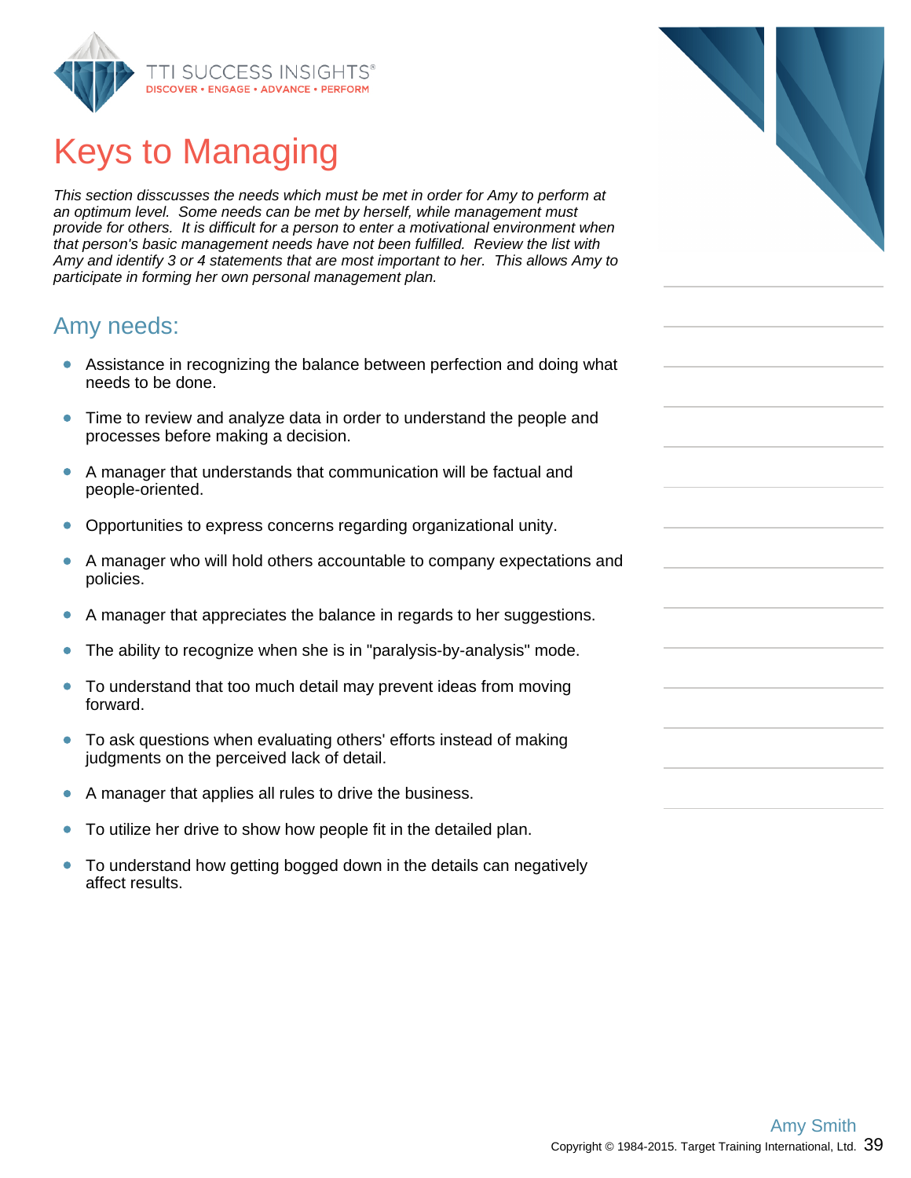# Keys to Managing

*This section disscusses the needs which must be met in order for Amy to perform at an optimum level. Some needs can be met by herself, while management must provide for others. It is difficult for a person to enter a motivational environment when that person's basic management needs have not been fulfilled. Review the list with Amy and identify 3 or 4 statements that are most important to her. This allows Amy to participate in forming her own personal management plan.*

## Amy needs:

- Assistance in recognizing the balance between perfection and doing what needs to be done.
- Time to review and analyze data in order to understand the people and processes before making a decision.
- A manager that understands that communication will be factual and people-oriented.
- Opportunities to express concerns regarding organizational unity.
- A manager who will hold others accountable to company expectations and policies.
- A manager that appreciates the balance in regards to her suggestions.
- The ability to recognize when she is in "paralysis-by-analysis" mode.
- To understand that too much detail may prevent ideas from moving forward.
- To ask questions when evaluating others' efforts instead of making judgments on the perceived lack of detail.
- A manager that applies all rules to drive the business.
- To utilize her drive to show how people fit in the detailed plan.
- To understand how getting bogged down in the details can negatively affect results.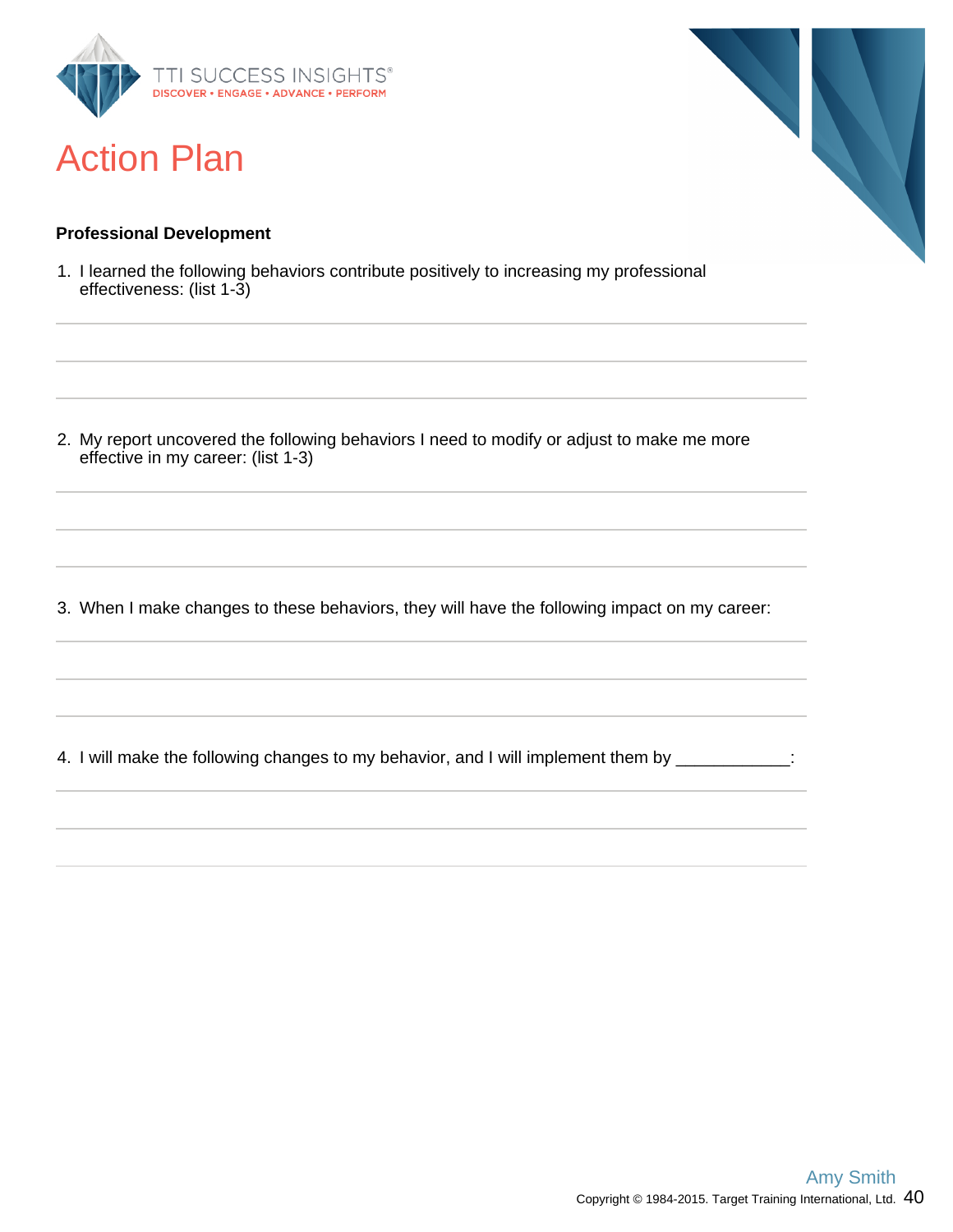# Action Plan

**Professional Development**

1. I learned the following behaviors contribute positively to increasing my professional effectiveness: (list 1-3)

2. My report uncovered the following behaviors I need to modify or adjust to make me more effective in my career: (list 1-3)

3. When I make changes to these behaviors, they will have the following impact on my career:

4. I will make the following changes to my behavior, and I will implement them by ____________: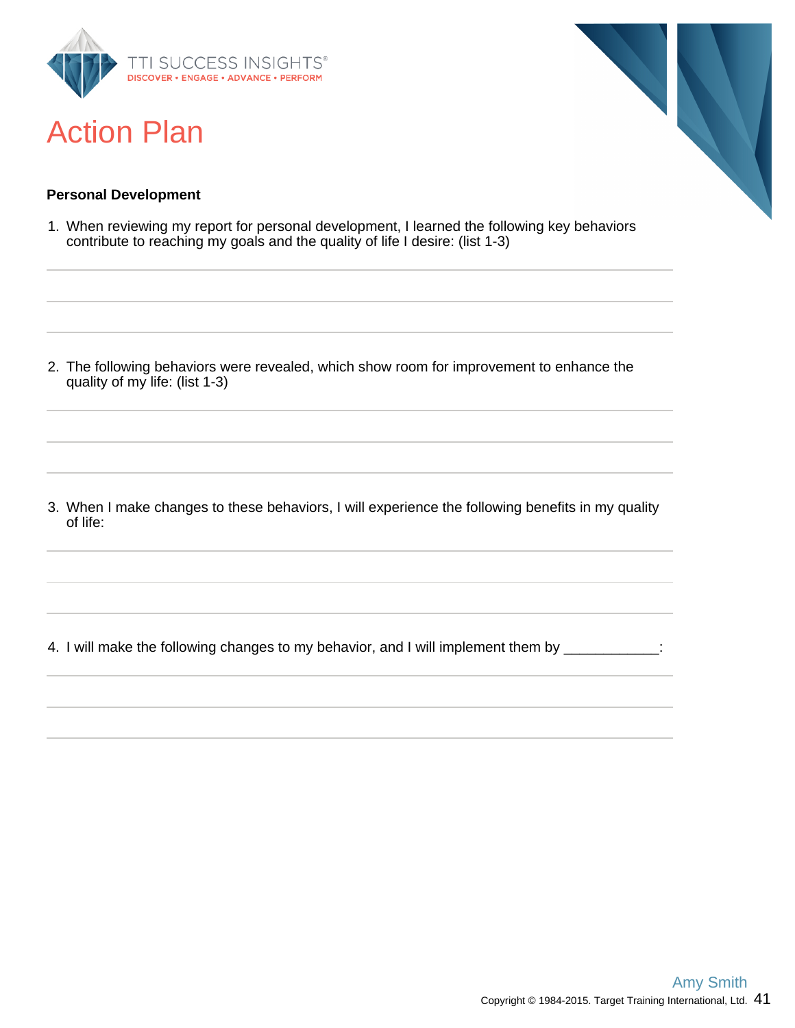# Action Plan

**Personal Development**

1. When reviewing my report for personal development, I learned the following key behaviors contribute to reaching my goals and the quality of life I desire: (list 1-3)

2. The following behaviors were revealed, which show room for improvement to enhance the quality of my life: (list 1-3)

3. When I make changes to these behaviors, I will experience the following benefits in my quality of life:

4. I will make the following changes to my behavior, and I will implement them by ____________: